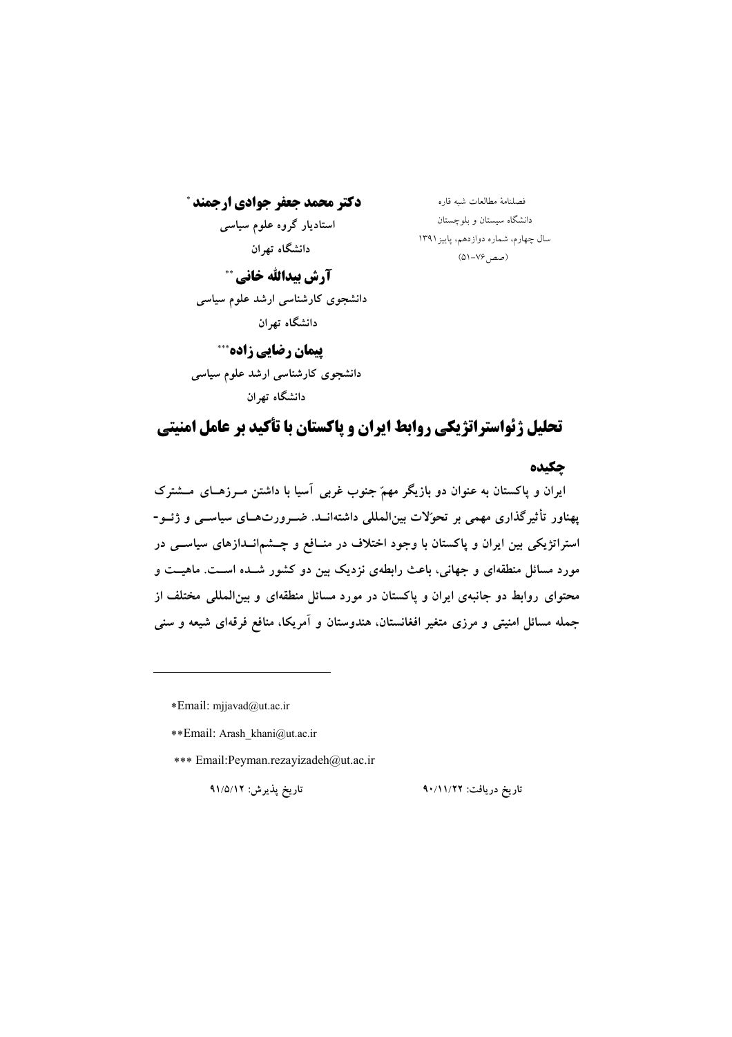فصلنامهٔ مطالعات شبه قاره
دانشگاه سیستان و بلوچستان
سال چهارم، شماره دوازدهم، پاییز ۱۳۹۱
(صص ۷۶-۵۱)

**دکتر محمد جعفر جوادی ارجمند** *
استادیار گروه علوم سیاسی
دانشگاه تهران

**آرش بیدالله خانی** **
دانشجوی کارشناسی ارشد علوم سیاسی
دانشگاه تهران

**پیمان رضایی زاده** ***
دانشجوی کارشناسی ارشد علوم سیاسی
دانشگاه تهران

# تحلیل ژئواستراتژیکی روابط ایران و پاکستان با تأکید بر عامل امنیتی

## چکیده

ایران و پاکستان به عنوان دو بازیگر مهمّ جنوب غربی آسیا با داشتن مرزهای مشترک پهناور تأثیرگذاری مهمی بر تحوّلات بین‌المللی داشته‌اند. ضرورت‌های سیاسی و ژئو-استراتژیکی بین ایران و پاکستان با وجود اختلاف در منافع و چشم‌اندازهای سیاسی در مورد مسائل منطقه‌ای و جهانی، باعث رابطه‌ی نزدیک بین دو کشور شده است. ماهیت و محتوای روابط دو جانبه‌ی ایران و پاکستان در مورد مسائل منطقه‌ای و بین‌المللی مختلف از جمله مسائل امنیتی و مرزی متغیر افغانستان، هندوستان و آمریکا، منافع فرقه‌ای شیعه و سنی

---

*Email: mjjavad@ut.ac.ir

**Email: Arash_khani@ut.ac.ir

*** Email:Peyman.rezayizadeh@ut.ac.ir

تاریخ دریافت: ۹۰/۱۱/۲۲ — تاریخ پذیرش: ۹۱/۵/۱۲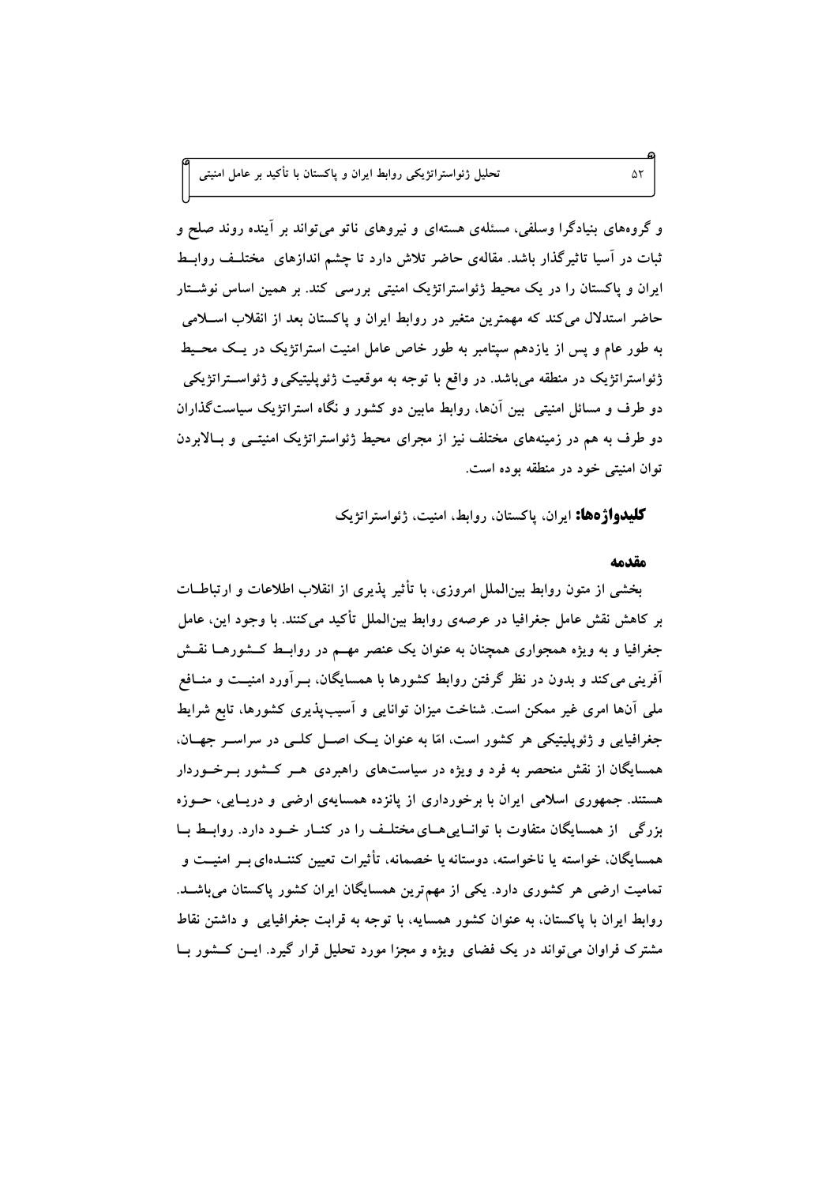و گروه‌های بنیادگرا وسلفی، مسئله‌ی هسته‌ای و نیروهای ناتو می‌تواند بر آینده روند صلح و ثبات در آسیا تاثیرگذار باشد. مقاله‌ی حاضر تلاش دارد تا چشم اندازهای مختلف روابط ایران و پاکستان را در یک محیط ژئواستراتژیک امنیتی بررسی کند. بر همین اساس نوشتار حاضر استدلال می‌کند که مهمترین متغیر در روابط ایران و پاکستان بعد از انقلاب اسلامی به طور عام و پس از یازدهم سپتامبر به طور خاص عامل امنیت استراتژیک در یک محیط ژئواستراتژیک در منطقه می‌باشد. در واقع با توجه به موقعیت ژئوپلیتیکی و ژئواستراتژیکی دو طرف و مسائل امنیتی بین آن‌ها، روابط مابین دو کشور و نگاه استراتژیک سیاست‌گذاران دو طرف به هم در زمینه‌های مختلف نیز از مجرای محیط ژئواستراتژیک امنیتی و بالابردن توان امنیتی خود در منطقه بوده است.

**کلیدواژه‌ها:** ایران، پاکستان، روابط، امنیت، ژئواستراتژیک

## مقدمه

بخشی از متون روابط بین‌الملل امروزی، با تأثیر پذیری از انقلاب اطلاعات و ارتباطات بر کاهش نقش عامل جغرافیا در عرصه‌ی روابط بین‌الملل تأکید می‌کنند. با وجود این، عامل جغرافیا و به ویژه همجواری همچنان به عنوان یک عنصر مهم در روابط کشورها نقش آفرینی می‌کند و بدون در نظر گرفتن روابط کشورها با همسایگان، برآورد امنیت و منافع ملی آن‌ها امری غیر ممکن است. شناخت میزان توانایی و آسیب‌پذیری کشورها، تابع شرایط جغرافیایی و ژئوپلیتیکی هر کشور است، امّا به عنوان یک اصل کلی در سراسر جهان، همسایگان از نقش منحصر به فرد و ویژه در سیاست‌های راهبردی هر کشور برخوردار هستند. جمهوری اسلامی ایران با برخورداری از پانزده همسایه‌ی ارضی و دریایی، حوزه بزرگی از همسایگان متفاوت با توانایی‌های مختلف را در کنار خود دارد. روابط با همسایگان، خواسته یا ناخواسته، دوستانه یا خصمانه، تأثیرات تعیین کننده‌ای بر امنیت و تمامیت ارضی هر کشوری دارد. یکی از مهم‌ترین همسایگان ایران کشور پاکستان می‌باشد. روابط ایران با پاکستان، به عنوان کشور همسایه، با توجه به قرابت جغرافیایی و داشتن نقاط مشترک فراوان می‌تواند در یک فضای ویژه و مجزا مورد تحلیل قرار گیرد. این کشور با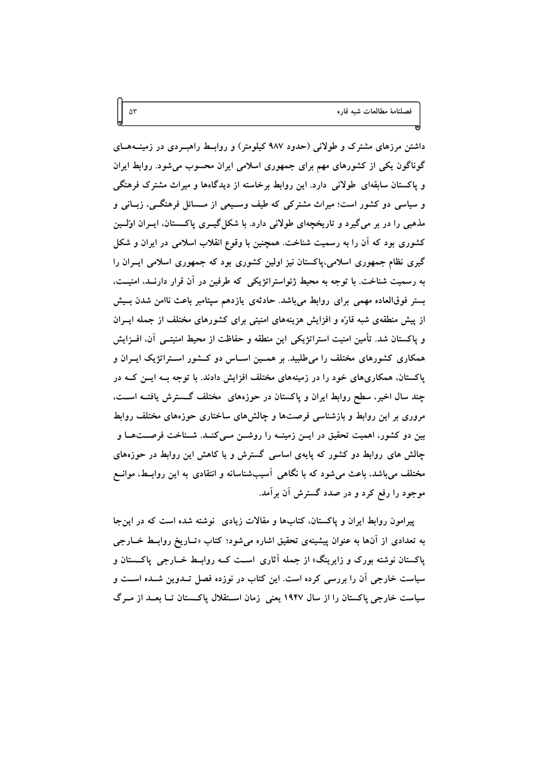داشتن مرزهای مشترک و طولانی (حدود ۹۸۷ کیلومتر) و روابط راهبردی در زمینه‌های گوناگون یکی از کشورهای مهم برای جمهوری اسلامی ایران محسوب می‌شود. روابط ایران و پاکستان سابقه‌ای طولانی دارد. این روابط برخاسته از دیدگاه‌ها و میراث مشترک فرهنگی و سیاسی دو کشور است؛ میراث مشترکی که طیف وسیعی از مسائل فرهنگی، زبانی و مذهبی را در بر می‌گیرد و تاریخچه‌ای طولانی دارد. با شکل‌گیری پاکستان، ایران اوّلین کشوری بود که آن را به رسمیت شناخت. همچنین با وقوع انقلاب اسلامی در ایران و شکل گیری نظام جمهوری اسلامی،پاکستان نیز اولین کشوری بود که جمهوری اسلامی ایران را به رسمیت شناخت. با توجه به محیط ژئواستراتژیکی که طرفین در آن قرار دارند، امنیت، بستر فوق‌العاده مهمی برای روابط می‌باشد. حادثه‌ی یازدهم سپتامبر باعث ناامن شدن بیش از پیش منطقه‌ی شبه قارّه و افزایش هزینه‌های امنیتی برای کشورهای مختلف از جمله ایران و پاکستان شد. تأمین امنیت استراتژیکی این منطقه و حفاظت از محیط امنیتی آن، افزایش همکاری کشورهای مختلف را می‌طلبید. بر همین اساس دو کشور استراتژیک ایران و پاکستان، همکاری‌های خود را در زمینه‌های مختلف افزایش دادند. با توجه به این که در چند سال اخیر، سطح روابط ایران و پاکستان در حوزه‌های مختلف گسترش یافته است، مروری بر این روابط و بازشناسی فرصت‌ها و چالش‌های ساختاری حوزه‌های مختلف روابط بین دو کشور، اهمیت تحقیق در این زمینه را روشن می‌کند. شناخت فرصت‌ها و چالش های روابط دو کشور که پایه‌ی اساسی گسترش و یا کاهش این روابط در حوزه‌های مختلف می‌باشد، باعث می‌شود که با نگاهی آسیب‌شناسانه و انتقادی به این روابط، موانع موجود را رفع کرد و در صدد گسترش آن برآمد.

پیرامون روابط ایران و پاکستان، کتاب‌ها و مقالات زیادی نوشته شده است که در این‌جا به تعدادی از آن‌ها به عنوان پیشینه‌ی تحقیق اشاره می‌شود؛ کتاب «تاریخ روابط خارجی پاکستان نوشته بورک و زایرینگ» از جمله آثاری است که روابط خارجی پاکستان و سیاست خارجی آن را بررسی کرده است. این کتاب در نوزده فصل تدوین شده است و سیاست خارجی پاکستان را از سال ۱۹۴۷ یعنی زمان استقلال پاکستان تا بعد از مرگ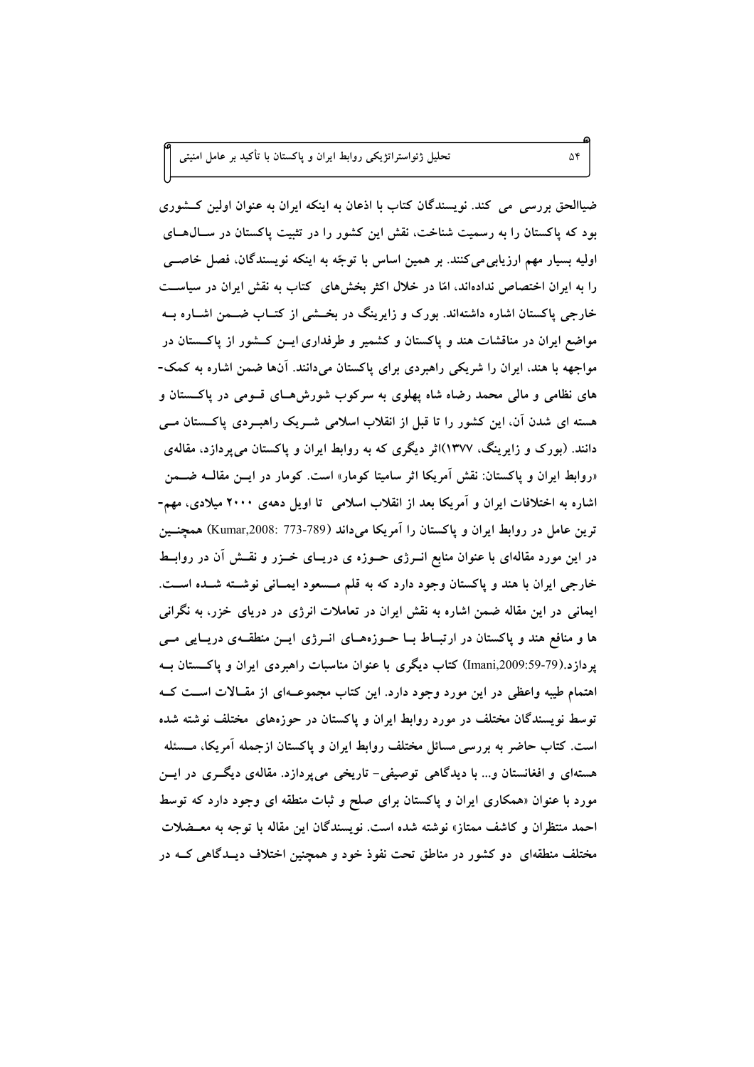ضیاالحق بررسی می کند. نویسندگان کتاب با اذعان به اینکه ایران به عنوان اولین کشوری بود که پاکستان را به رسمیت شناخت، نقش این کشور را در تثبیت پاکستان در سال‌های اولیه بسیار مهم ارزیابی می‌کنند. بر همین اساس با توجّه به اینکه نویسندگان، فصل خاصی را به ایران اختصاص نداده‌اند، امّا در خلال اکثر بخش‌های کتاب به نقش ایران در سیاست خارجی پاکستان اشاره داشته‌اند. بورک و زایرینگ در بخشی از کتاب ضمن اشاره به مواضع ایران در مناقشات هند و پاکستان و کشمیر و طرفداری این کشور از پاکستان در مواجهه با هند، ایران را شریکی راهبردی برای پاکستان می‌دانند. آن‌ها ضمن اشاره به کمک‌های نظامی و مالی محمد رضاه شاه پهلوی به سرکوب شورش‌های قومی در پاکستان و هسته ای شدن آن، این کشور را تا قبل از انقلاب اسلامی شریک راهبردی پاکستان می دانند. (بورک و زایرینگ، ۱۳۷۷)اثر دیگری که به روابط ایران و پاکستان می‌پردازد، مقاله‌ی «روابط ایران و پاکستان: نقش آمریکا اثر سامیتا کومار» است. کومار در این مقاله ضمن اشاره به اختلافات ایران و آمریکا بعد از انقلاب اسلامی تا اویل دهه‌ی ۲۰۰۰ میلادی، مهم‌ترین عامل در روابط ایران و پاکستان را آمریکا می‌داند (Kumar,2008: 773-789) همچنین در این مورد مقاله‌ای با عنوان منابع انرژی حوزه ی دریای خزر و نقش آن در روابط خارجی ایران با هند و پاکستان وجود دارد که به قلم مسعود ایمانی نوشته شده است. ایمانی در این مقاله ضمن اشاره به نقش ایران در تعاملات انرژی در دریای خزر، به نگرانی ها و منافع هند و پاکستان در ارتباط با حوزه‌های انرژی این منطقه‌ی دریایی می پردازد.(Imani,2009:59-79) کتاب دیگری با عنوان مناسبات راهبردی ایران و پاکستان به اهتمام طیبه واعظی در این مورد وجود دارد. این کتاب مجموعه‌ای از مقالات است که توسط نویسندگان مختلف در مورد روابط ایران و پاکستان در حوزه‌های مختلف نوشته شده است. کتاب حاضر به بررسی مسائل مختلف روابط ایران و پاکستان ازجمله آمریکا، مسئله هسته‌ای و افغانستان و... با دیدگاهی توصیفی- تاریخی می‌پردازد. مقاله‌ی دیگری در این مورد با عنوان «همکاری ایران و پاکستان برای صلح و ثبات منطقه ای وجود دارد که توسط احمد منتظران و کاشف ممتاز» نوشته شده است. نویسندگان این مقاله با توجه به معضلات مختلف منطقه‌ای دو کشور در مناطق تحت نفوذ خود و همچنین اختلاف دیدگاهی که در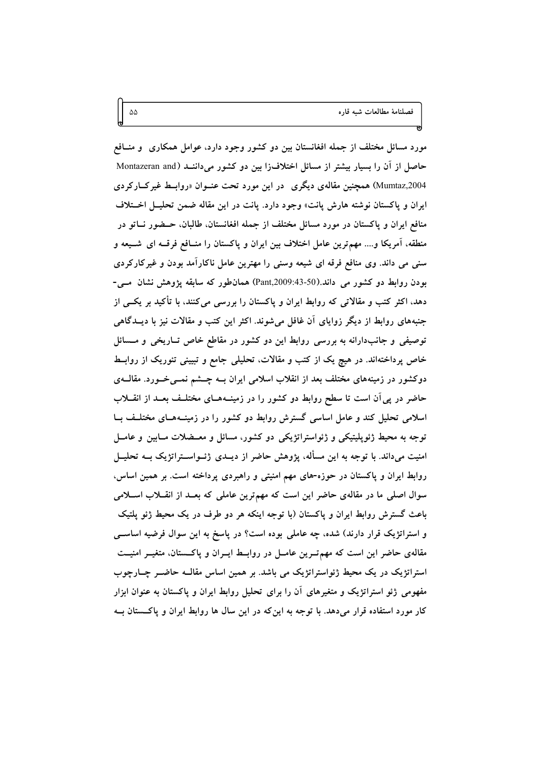مورد مسائل مختلف از جمله افغانستان بین دو کشور وجود دارد، عوامل همکاری و منـافع حاصل از آن را بسیار بیشتر از مسائل اختلاف‌زا بین دو کشور می‌داننـد (Montazeran and Mumtaz,2004) همچنین مقاله‌ی دیگری در این مورد تحت عنـوان «روابـط غیرکـارکردی ایران و پاکستان نوشته هارش پانت» وجود دارد. پانت در این مقاله ضمن تحلیـل اخـتلاف منافع ایران و پاکستان در مورد مسائل مختلف از جمله افغانستان، طالبان، حـضور نـاتو در منطقه، آمریکا و.... مهم‌ترین عامل اختلاف بین ایران و پاکستان را منـافع فرقـه ای شـیعه و سنی می داند. وی منافع فرقه ای شیعه وسنی را مهترین عامل ناکارآمد بودن و غیرکارکردی بودن روابط دو کشور می داند.(Pant,2009:43-50) همان‌طور که سابقه پژوهش نشان مـی-دهد، اکثر کتب و مقالاتی که روابط ایران و پاکستان را بررسی می‌کنند، با تأکید بر یکـی از جنبه‌های روابط از دیگر زوایای آن غافل می‌شوند. اکثر این کتب و مقالات نیز با دیـدگاهی توصیفی و جانب‌دارانه به بررسی روابط این دو کشور در مقاطع خاص تـاریخی و مـسائل خاص پرداخته‌اند. در هیچ یک از کتب و مقالات، تحلیلی جامع و تبیینی تئوریک از روابـط دوکشور در زمینه‌های مختلف بعد از انقلاب اسلامی ایران بـه چـشم نمـی‌خـورد. مقالـه‌ی حاضر در پی‌آن است تا سطح روابط دو کشور را در زمینـه‌هـای مختلـف بعـد از انقـلاب اسلامی تحلیل کند و عامل اساسی گسترش روابط دو کشور را در زمینـه‌هـای مختلـف بـا توجه به محیط ژئوپلیتیکی و ژئواستراتژیکی دو کشور، مسائل و معـضلات مـابین و عامـل امنیت می‌داند. با توجه به این مسأله، پژوهش حاضر از دیـدی ژئـواسـتراتژیک بـه تحلیـل روابط ایران و پاکستان در حوزه‌-های مهم امنیتی و راهبردی پرداخته است. بر همین اساس، سوال اصلی ما در مقاله‌ی حاضر این است که مهم‌ترین عاملی که بعـد از انقـلاب اسـلامی باعث گسترش روابط ایران و پاکستان (با توجه اینکه هر دو طرف در یک محیط ژئو پلتیک و استراتژیک قرار دارند) شده، چه عاملی بوده است؟ در پاسخ به این سوال فرضیه اساسـی مقاله‌ی حاضر این است که مهم‌تـرین عامـل در روابـط ایـران و پاکـستان، متغیـر امنیـت استراتژیک در یک محیط ژئواستراتژیک می باشد. بر همین اساس مقالـه حاضـر چـارچوب مفهومی ژئو استراتژیک و متغیرهای آن را برای تحلیل روابط ایران و پاکستان به عنوان ابزار کار مورد استفاده قرار می‌دهد. با توجه به این‌که در این سال ها روابط ایران و پاکـستان بـه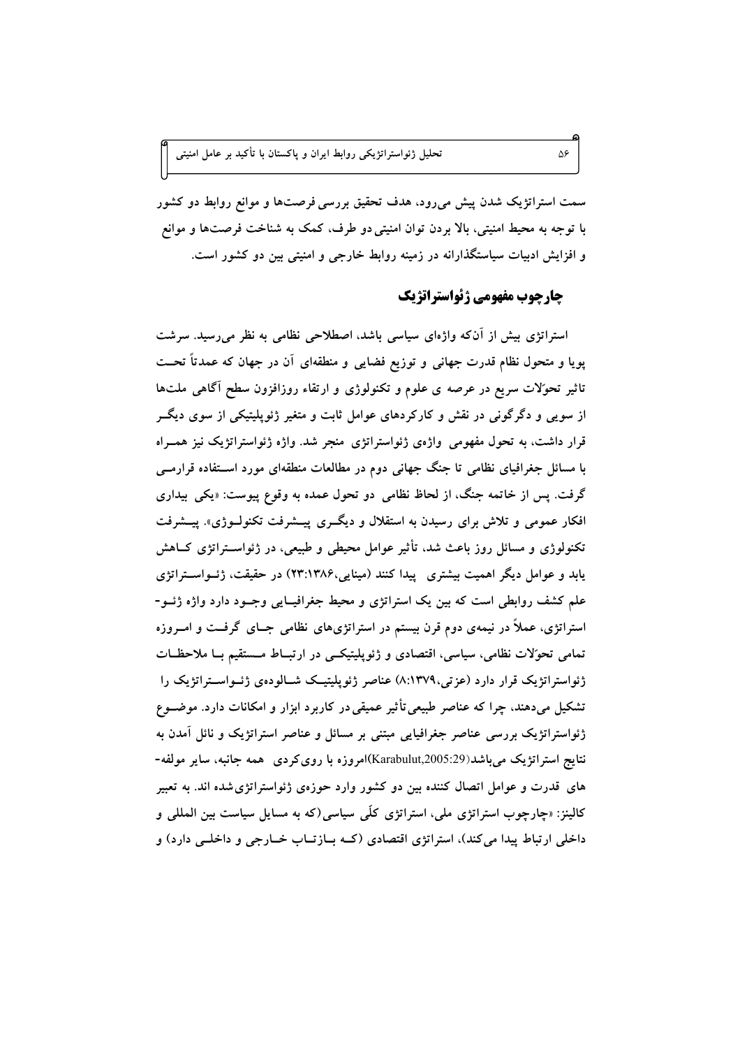سمت استراتژیک شدن پیش می‌رود، هدف تحقیق بررسی فرصت‌ها و موانع روابط دو کشور با توجه به محیط امنیتی، بالا بردن توان امنیتی دو طرف، کمک به شناخت فرصت‌ها و موانع و افزایش ادبیات سیاستگذارانه در زمینه روابط خارجی و امنیتی بین دو کشور است.

## چارچوب مفهومی ژئواستراتژیک

استراتژی بیش از آن‌که واژه‌ای سیاسی باشد، اصطلاحی نظامی به نظر می‌رسید. سرشت پویا و متحول نظام قدرت جهانی و توزیع فضایی و منطقه‌ای آن در جهان که عمدتاً تحت تاثیر تحوّلات سریع در عرصه ی علوم و تکنولوژی و ارتقاء روزافزون سطح آگاهی ملت‌ها از سویی و دگرگونی در نقش و کارکردهای عوامل ثابت و متغیر ژئوپلیتیکی از سوی دیگر قرار داشت، به تحول مفهومی واژه‌ی ژئواستراتژی منجر شد. واژه ژئواستراتژیک نیز همراه با مسائل جغرافیای نظامی تا جنگ جهانی دوم در مطالعات منطقه‌ای مورد استفاده قرارمی گرفت. پس از خاتمه جنگ، از لحاظ نظامی دو تحول عمده به وقوع پیوست: «یکی بیداری افکار عمومی و تلاش برای رسیدن به استقلال و دیگری پیشرفت تکنولوژی». پیشرفت تکنولوژی و مسائل روز باعث شد، تأثیر عوامل محیطی و طبیعی، در ژئواستراتژی کاهش یابد و عوامل دیگر اهمیت بیشتری پیدا کنند (مینایی،۱۳۸۶:۲۳) در حقیقت، ژئواستراتژی علم کشف روابطی است که بین یک استراتژی و محیط جغرافیایی وجود دارد واژه ژئو-استراتژی، عملاً در نیمه‌ی دوم قرن بیستم در استراتژی‌های نظامی جای گرفت و امروزه تمامی تحوّلات نظامی، سیاسی، اقتصادی و ژئوپلیتیکی در ارتباط مستقیم با ملاحظات ژئواستراتژیک قرار دارد (عزتی،۱۳۷۹:۸) عناصر ژئوپلیتیک شالوده‌ی ژئواستراتژیک را تشکیل می‌دهند، چرا که عناصر طبیعی تأثیر عمیقی در کاربرد ابزار و امکانات دارد. موضوع ژئواستراتژیک بررسی عناصر جغرافیایی مبتنی بر مسائل و عناصر استراتژیک و نائل آمدن به نتایج استراتژیک می‌باشد(Karabulut,2005:29)امروزه با روی‌کردی همه جانبه، سایر مولفه-های قدرت و عوامل اتصال کننده بین دو کشور وارد حوزه‌ی ژئواستراتژی شده اند. به تعبیر کالینز: «چارچوب استراتژی ملی، استراتژی کلّی سیاسی (که به مسایل سیاست بین المللی و داخلی ارتباط پیدا می‌کند)، استراتژی اقتصادی (که بازتاب خارجی و داخلی دارد) و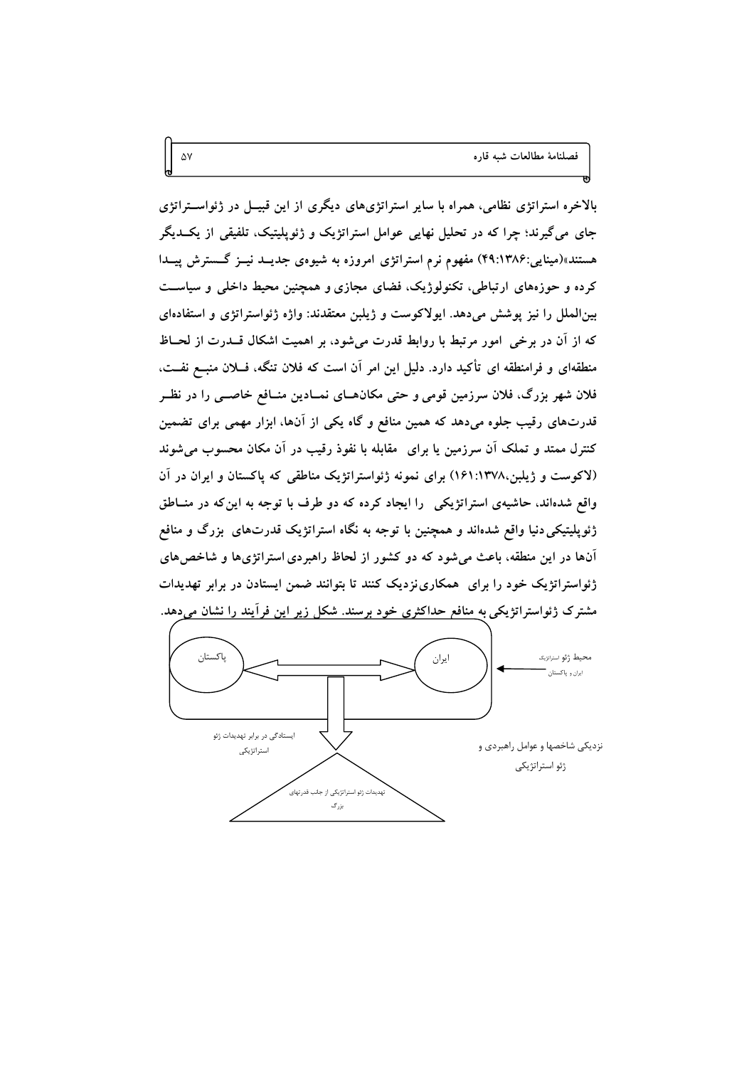بالاخره استراتژی نظامی، همراه با سایر استراتژی‌های دیگری از این قبیـل در ژئواسـتراتژی جای می‌گیرند؛ چرا که در تحلیل نهایی عوامل استراتژیک و ژئوپلیتیک، تلفیقی از یکـدیگر هستند»(مینایی:۱۳۸۶:۴۹) مفهوم نرم استراتژی امروزه به شیوه‌ی جدیـد نیـز گـسترش پیـدا کرده و حوزه‌های ارتباطی، تکنولوژیک، فضای مجازی و همچنین محیط داخلی و سیاسـت بین‌الملل را نیز پوشش می‌دهد. ایولاکوست و ژیلبن معتقدند: واژه ژئواستراتژی و استفاده‌ای که از آن در برخی امور مرتبط با روابط قدرت می‌شود، بر اهمیت اشکال قـدرت از لحـاظ منطقه‌ای و فرامنطقه ای تأکید دارد. دلیل این امر آن است که فلان تنگه، فـلان منبـع نفـت، فلان شهر بزرگ، فلان سرزمین قومی و حتی مکان‌هـای نمـادین منـافع خاصـی را در نظـر قدرت‌های رقیب جلوه می‌دهد که همین منافع و گاه یکی از آن‌ها، ابزار مهمی برای تضمین کنترل ممتد و تملک آن سرزمین یا برای مقابله با نفوذ رقیب در آن مکان محسوب می‌شوند (لاکوست و ژیلبن،۱۳۷۸:۱۶۱) برای نمونه ژئواستراتژیک مناطقی که پاکستان و ایران در آن واقع شده‌اند، حاشیه‌ی استراتژیکی را ایجاد کرده که دو طرف با توجه به این‌که در منـاطق ژئوپلیتیکی دنیا واقع شده‌اند و همچنین با توجه به نگاه استراتژیک قدرت‌های بزرگ و منافع آن‌ها در این منطقه، باعث می‌شود که دو کشور از لحاظ راهبردی استراتژی‌ها و شاخص‌های ژئواستراتژیک خود را برای همکاری‌نزدیک کنند تا بتوانند ضمن ایستادن در برابر تهدیدات مشترک ژئواستراتژیکی به منافع حداکثری خود برسند. شکل زیر این فرآیند را نشان می‌دهد.

پاکستان ⟷ ایران

محیط ژئو استراتژیک ایران و پاکستان

نزدیکی شاخصها و عوامل راهبردی و ژئو استراتژیکی

ایستادگی در برابر تهدیدات ژئو استراتژیکی

تهدیدات ژئو استراتژیکی از جانب قدرتهای بزرگ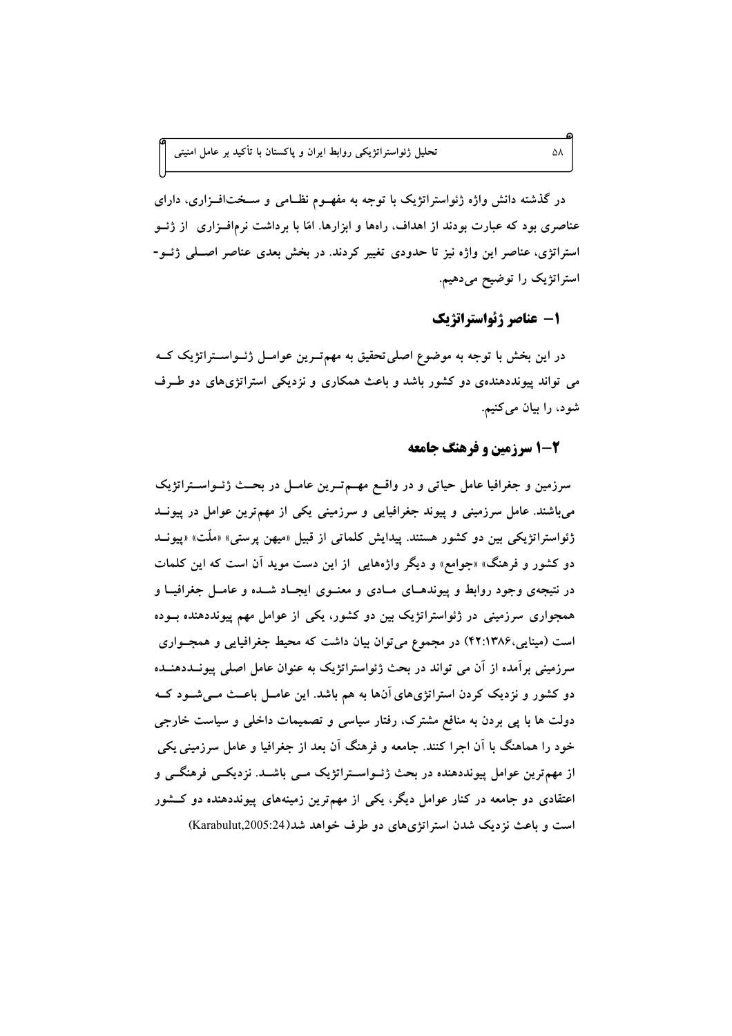در گذشته دانش واژه ژئواستراتژیک با توجه به مفهـوم نظـامی و سـخت‌افـزاری، دارای عناصری بود که عبارت بودند از اهداف، راه‌ها و ابزارها. امّا با برداشت نرم‌افـزاری از ژئـو استراتژی، عناصر این واژه نیز تا حدودی تغییر کردند. در بخش بعدی عناصر اصـلی ژئـو-استراتژیک را توضیح می‌دهیم.

## ۱– عناصر ژئواستراتژیک

در این بخش با توجه به موضوع اصلی‌تحقیق به مهم‌تـرین عوامـل ژئـواسـتراتژیک کـه می تواند پیونددهنده‌ی دو کشور باشد و باعث همکاری و نزدیکی استراتژی‌های دو طـرف شود، را بیان می‌کنیم.

### ۲–۱ سرزمین و فرهنگ جامعه

سرزمین و جغرافیا عامل حیاتی و در واقـع مهـم‌تـرین عامـل در بحـث ژئـواسـتراتژیک می‌باشند. عامل سرزمینی و پیوند جغرافیایی و سرزمینی یکی از مهم‌ترین عوامل در پیونـد ژئواستراتژیکی بین دو کشور هستند. پیدایش کلماتی از قبیل «میهن پرستی» «ملّت» «پیونـد دو کشور و فرهنگ» «جوامع» و دیگر واژه‌هایی از این دست موید آن است که این کلمات در نتیجه‌ی وجود روابط و پیوندهـای مـادی و معنـوی ایجـاد شـده و عامـل جغرافیـا و همجواری سرزمینی در ژئواستراتژیک بین دو کشور، یکی از عوامل مهم پیونددهنده بـوده است (مینایی،۱۳۸۶:۴۲) در مجموع می‌توان بیان داشت که محیط جغرافیایی و همجـواری سرزمینی برآمده از آن می تواند در بحث ژئواستراتژیک به عنوان عامل اصلی پیونـددهنـده دو کشور و نزدیک کردن استراتژی‌های آن‌ها به هم باشد. این عامـل باعـث مـی‌شـود کـه دولت ها با پی بردن به منافع مشترک، رفتار سیاسی و تصمیمات داخلی و سیاست خارجی خود را هماهنگ با آن اجرا کنند. جامعه و فرهنگ آن بعد از جغرافیا و عامل سرزمینی یکی از مهم‌ترین عوامل پیونددهنده در بحث ژئـواسـتراتژیک مـی باشـد. نزدیکـی فرهنگـی و اعتقادی دو جامعه در کنار عوامل دیگر، یکی از مهم‌ترین زمینه‌های پیونددهنده دو کـشور است و باعث نزدیک شدن استراتژی‌های دو طرف خواهد شد(Karabulut,2005:24)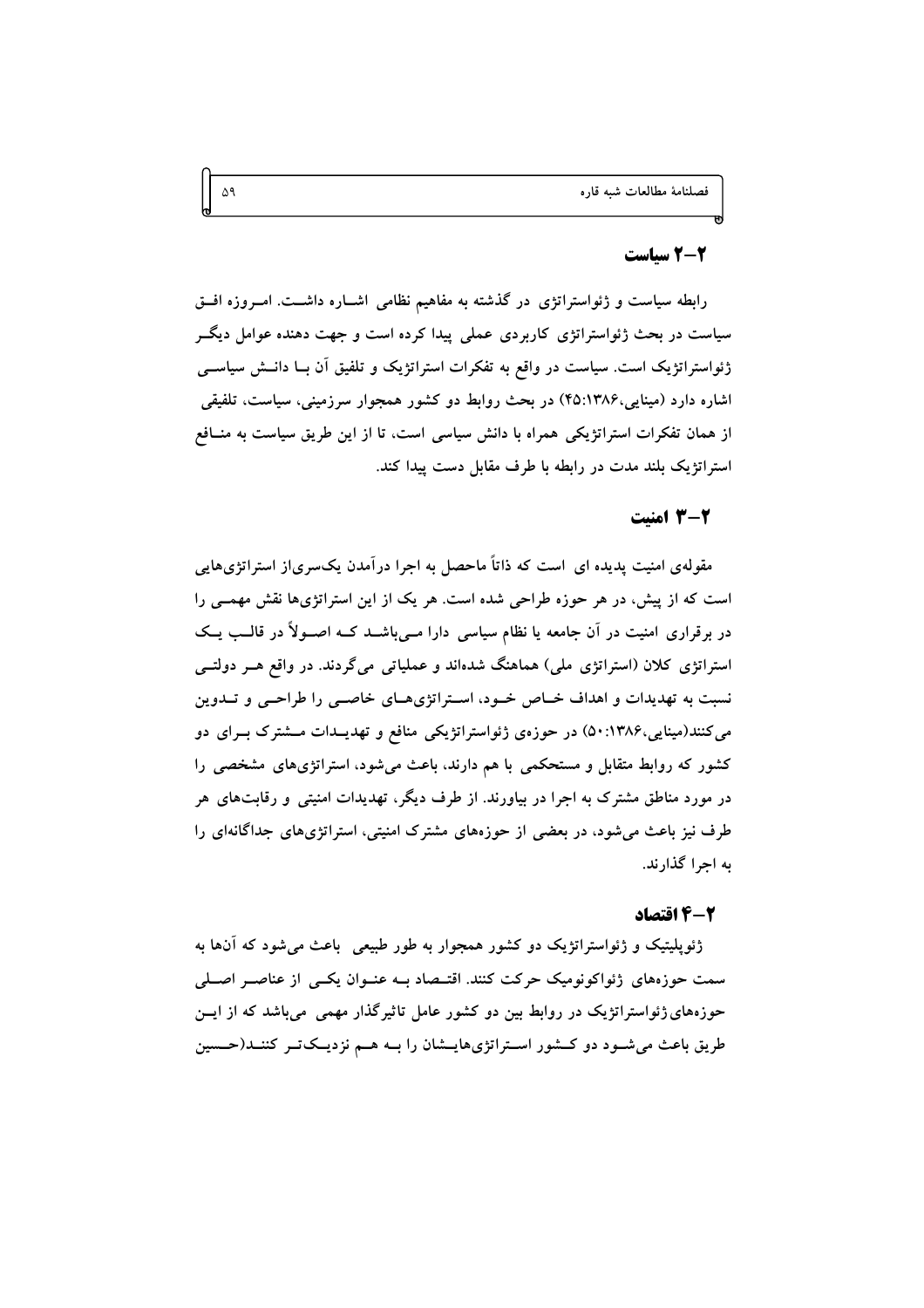## ۲-۲ سیاست

رابطه سیاست و ژئواستراتژی در گذشته به مفاهیم نظامی اشاره داشت. امروزه افق سیاست در بحث ژئواستراتژی کاربردی عملی پیدا کرده است و جهت دهنده عوامل دیگر ژئواستراتژیک است. سیاست در واقع به تفکرات استراتژیک و تلفیق آن با دانش سیاسی اشاره دارد (مینایی،۱۳۸۶:۴۵) در بحث روابط دو کشور همجوار سرزمینی، سیاست، تلفیقی از همان تفکرات استراتژیکی همراه با دانش سیاسی است، تا از این طریق سیاست به منافع استراتژیک بلند مدت در رابطه با طرف مقابل دست پیدا کند.

## ۲-۳ امنیت

مقوله‌ی امنیت پدیده ای است که ذاتاً ماحصل به اجرا درآمدن یک‌سری‌از استراتژی‌هایی است که از پیش، در هر حوزه طراحی شده است. هر یک از این استراتژی‌ها نقش مهمی را در برقراری امنیت در آن جامعه یا نظام سیاسی دارا می‌باشد که اصولاً در قالب یک استراتژی کلان (استراتژی ملی) هماهنگ شده‌اند و عملیاتی می‌گردند. در واقع هر دولتی نسبت به تهدیدات و اهداف خاص خود، استراتژی‌های خاصی را طراحی و تدوین می‌کنند(مینایی،۱۳۸۶:۵۰) در حوزه‌ی ژئواستراتژیکی منافع و تهدیدات مشترک برای دو کشور که روابط متقابل و مستحکمی با هم دارند، باعث می‌شود، استراتژی‌های مشخصی را در مورد مناطق مشترک به اجرا در بیاورند. از طرف دیگر، تهدیدات امنیتی و رقابت‌های هر طرف نیز باعث می‌شود، در بعضی از حوزه‌های مشترک امنیتی، استراتژی‌های جداگانه‌ای را به اجرا گذارند.

## ۲-۴ اقتصاد

ژئوپلیتیک و ژئواستراتژیک دو کشور همجوار به طور طبیعی باعث می‌شود که آنها به سمت حوزه‌های ژئواکونومیک حرکت کنند. اقتصاد به عنوان یکی از عناصر اصلی حوزه‌های ژئواستراتژیک در روابط بین دو کشور عامل تاثیرگذار مهمی می‌باشد که از این طریق باعث می‌شود دو کشور استراتژی‌هایشان را به هم نزدیک‌تر کنند(حسین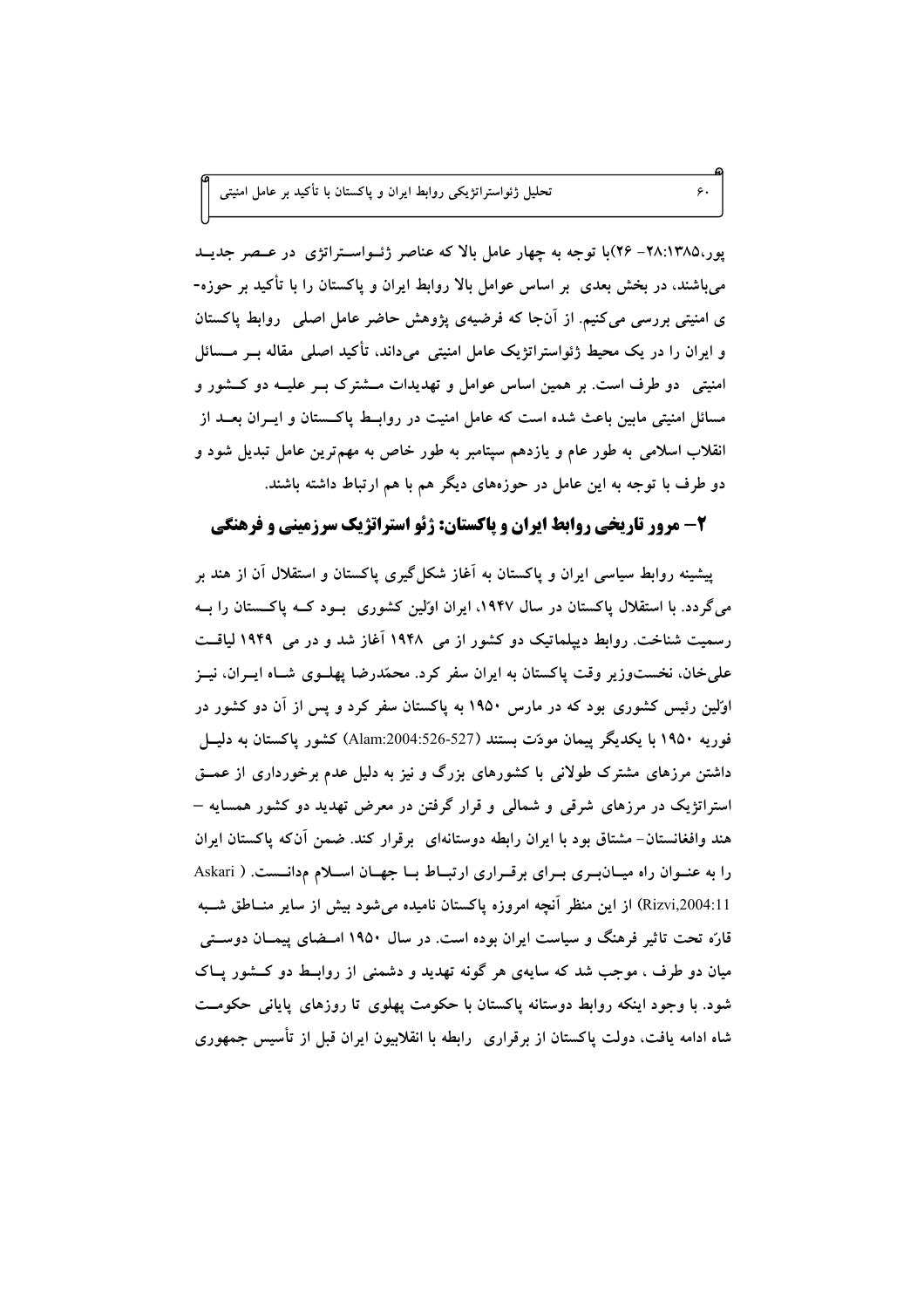پور،۱۳۸۵:۲۸- ۲۶)با توجه به چهار عامل بالا که عناصر ژئواستراتژی در عصر جدید می‌باشند، در بخش بعدی بر اساس عوامل بالا روابط ایران و پاکستان را با تأکید بر حوزه‌ی امنیتی بررسی می‌کنیم. از آن‌جا که فرضیه‌ی پژوهش حاضر عامل اصلی روابط پاکستان و ایران را در یک محیط ژئواستراتژیک عامل امنیتی می‌داند، تأکید اصلی مقاله بر مسائل امنیتی دو طرف است. بر همین اساس عوامل و تهدیدات مشترک بر علیه دو کشور و مسائل امنیتی مابین باعث شده است که عامل امنیت در روابط پاکستان و ایران بعد از انقلاب اسلامی به طور عام و یازدهم سپتامبر به طور خاص به مهم‌ترین عامل تبدیل شود و دو طرف با توجه به این عامل در حوزه‌های دیگر هم با هم ارتباط داشته باشند.

## ۲- مرور تاریخی روابط ایران و پاکستان: ژئو استراتژیک سرزمینی و فرهنگی

پیشینه روابط سیاسی ایران و پاکستان به آغاز شکل‌گیری پاکستان و استقلال آن از هند بر می‌گردد. با استقلال پاکستان در سال ۱۹۴۷، ایران اوّلین کشوری بود که پاکستان را به رسمیت شناخت. روابط دیپلماتیک دو کشور از می ۱۹۴۸ آغاز شد و در می ۱۹۴۹ لیاقت علی‌خان، نخست‌وزیر وقت پاکستان به ایران سفر کرد. محمّدرضا پهلوی شاه ایران، نیز اوّلین رئیس کشوری بود که در مارس ۱۹۵۰ به پاکستان سفر کرد و پس از آن دو کشور در فوریه ۱۹۵۰ با یکدیگر پیمان مودّت بستند (Alam:2004:526-527) کشور پاکستان به دلیل داشتن مرزهای مشترک طولانی با کشورهای بزرگ و نیز به دلیل عدم برخورداری از عمق استراتژیک در مرزهای شرقی و شمالی و قرار گرفتن در معرض تهدید دو کشور همسایه – هند وافغانستان- مشتاق بود با ایران رابطه دوستانه‌ای برقرار کند. ضمن آن‌که پاکستان ایران را به عنوان راه میانبری برای برقراری ارتباط با جهان اسلام مدانست. ( Askari Rizvi,2004:11) از این منظر آنچه امروزه پاکستان نامیده می‌شود بیش از سایر مناطق شبه قارّه تحت تاثیر فرهنگ و سیاست ایران بوده است. در سال ۱۹۵۰ امضای پیمان دوستی میان دو طرف ، موجب شد که سایه‌ی هر گونه تهدید و دشمنی از روابط دو کشور پاک شود. با وجود اینکه روابط دوستانه پاکستان با حکومت پهلوی تا روزهای پایانی حکومت شاه ادامه یافت، دولت پاکستان از برقراری رابطه با انقلابیون ایران قبل از تأسیس جمهوری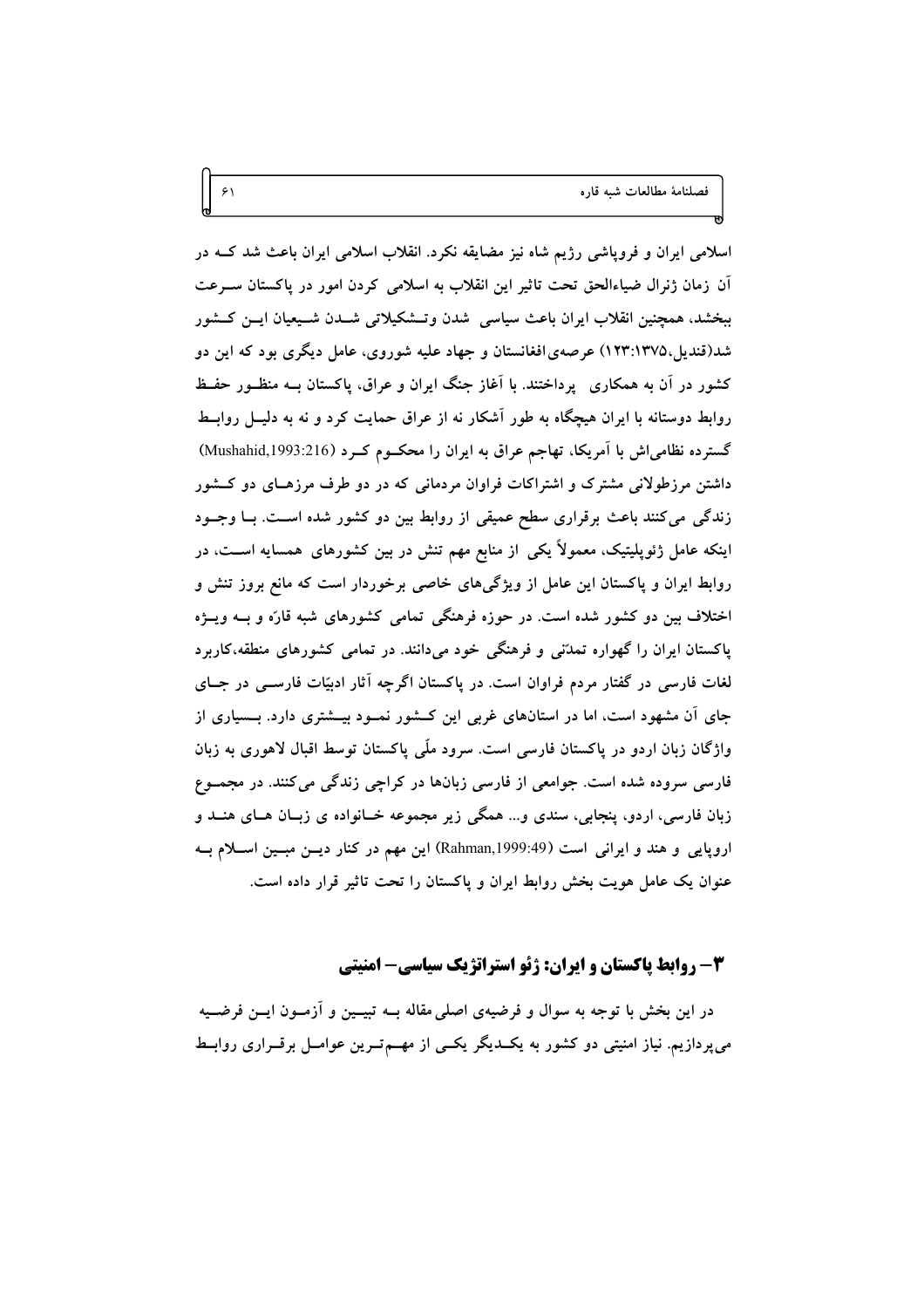اسلامی ایران و فروپاشی رژیم شاه نیز مضایقه نکرد. انقلاب اسلامی ایران باعث شد کـه در آن زمان ژنرال ضیاءالحق تحت تاثیر این انقلاب به اسلامی کردن امور در پاکستان سـرعت ببخشد، همچنین انقلاب ایران باعث سیاسی شدن وتـشکیلاتی شـدن شـیعیان ایـن کـشور شد(قندیل،۱۳۷۵:۱۲۳) عرصه‌ی افغانستان و جهاد علیه شوروی، عامل دیگری بود که این دو کشور در آن به همکاری پرداختند. با آغاز جنگ ایران و عراق، پاکستان بـه منظـور حفـظ روابط دوستانه با ایران هیچگاه به طور آشکار نه از عراق حمایت کرد و نه به دلیـل روابـط گسترده نظامی‌اش با آمریکا، تهاجم عراق به ایران را محکـوم کـرد (Mushahid,1993:216) داشتن مرزطولانی مشترک و اشتراکات فراوان مردمانی که در دو طرف مرزهـای دو کـشور زندگی می‌کنند باعث برقراری سطح عمیقی از روابط بین دو کشور شده اسـت. بـا وجـود اینکه عامل ژئوپلیتیک، معمولاً یکی از منابع مهم تنش در بین کشورهای همسایه اسـت، در روابط ایران و پاکستان این عامل از ویژگی‌های خاصی برخوردار است که مانع بروز تنش و اختلاف بین دو کشور شده است. در حوزه فرهنگی تمامی کشورهای شبه قارّه و بـه ویـژه پاکستان ایران را گهواره تمدّنی و فرهنگی خود می‌دانند. در تمامی کشورهای منطقه،کاربرد لغات فارسی در گفتار مردم فراوان است. در پاکستان اگرچه آثار ادبیّات فارسـی در جـای جای آن مشهود است، اما در استان‌های غربی این کـشور نمـود بیـشتری دارد. بـسیاری از واژگان زبان اردو در پاکستان فارسی است. سرود ملّی پاکستان توسط اقبال لاهوری به زبان فارسی سروده شده است. جوامعی از فارسی زبان‌ها در کراچی زندگی می‌کنند. در مجمـوع زبان فارسی، اردو، پنجابی، سندی و... همگی زیر مجموعه خـانواده ی زبـان هـای هنـد و اروپایی و هند و ایرانی است (Rahman,1999:49) این مهم در کنار دیـن مبـین اسـلام بـه عنوان یک عامل هویت بخش روابط ایران و پاکستان را تحت تاثیر قرار داده است.

## ۳– روابط پاکستان و ایران: ژئو استراتژیک سیاسی– امنیتی

در این بخش با توجه به سوال و فرضیه‌ی اصلی مقاله بـه تبیـین و آزمـون ایـن فرضـیه می‌پردازیم. نیاز امنیتی دو کشور به یکـدیگر یکـی از مهـم‌تـرین عوامـل برقـراری روابـط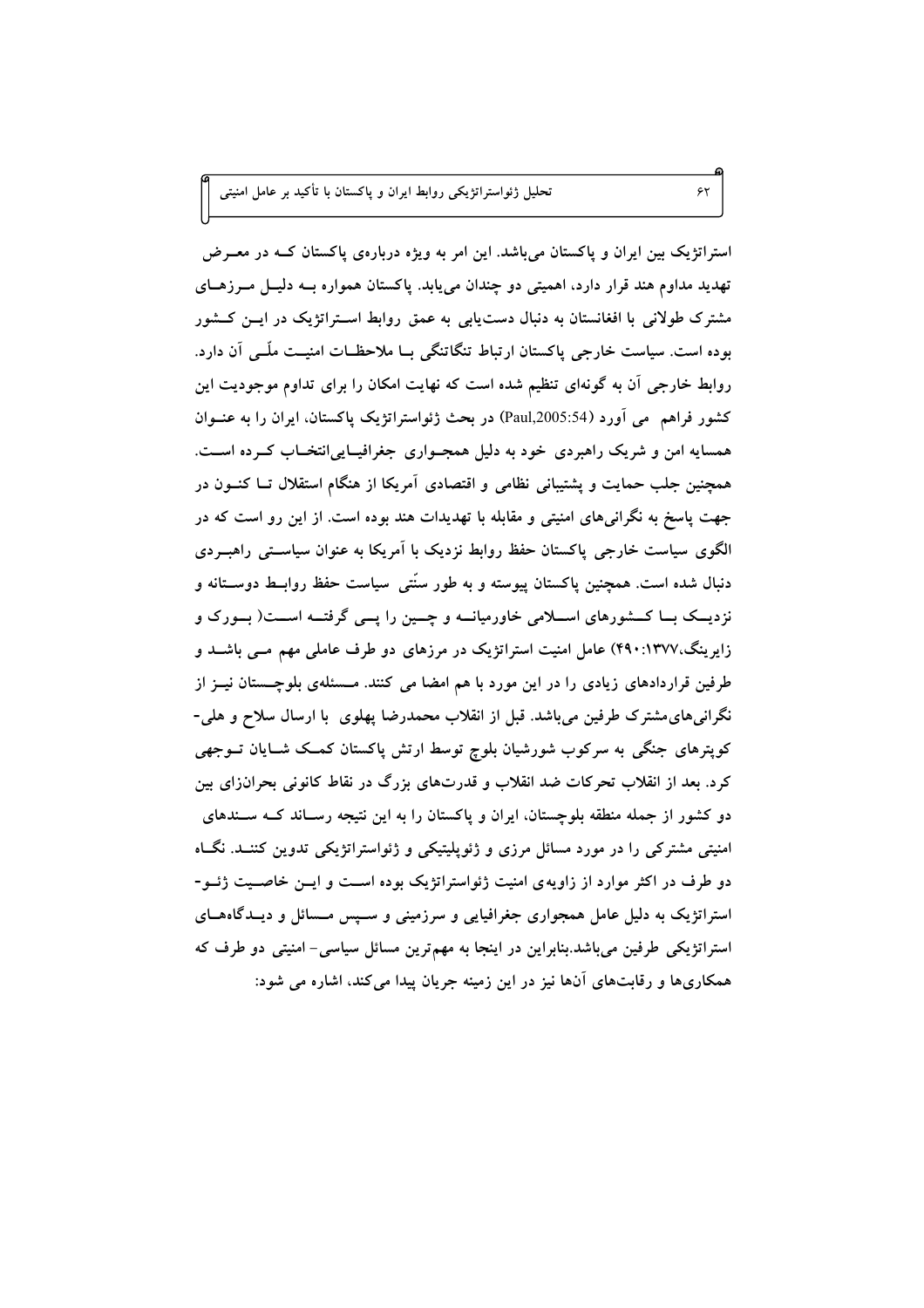استراتژیک بین ایران و پاکستان می‌باشد. این امر به ویژه درباره‌ی پاکستان که در معرض تهدید مداوم هند قرار دارد، اهمیتی دو چندان می‌یابد. پاکستان همواره به دلیل مرزهای مشترک طولانی با افغانستان به دنبال دست‌یابی به عمق روابط استراتژیک در این کشور بوده است. سیاست خارجی پاکستان ارتباط تنگاتنگی با ملاحظات امنیت ملّی آن دارد. روابط خارجی آن به گونه‌ای تنظیم شده است که نهایت امکان را برای تداوم موجودیت این کشور فراهم می آورد (Paul,2005:54) در بحث ژئواستراتژیک پاکستان، ایران را به عنوان همسایه امن و شریک راهبردی خود به دلیل همجواری جغرافیایی‌انتخاب کرده است. همچنین جلب حمایت و پشتیبانی نظامی و اقتصادی آمریکا از هنگام استقلال تا کنون در جهت پاسخ به نگرانی‌های امنیتی و مقابله با تهدیدات هند بوده است. از این رو است که در الگوی سیاست خارجی پاکستان حفظ روابط نزدیک با آمریکا به عنوان سیاستی راهبردی دنبال شده است. همچنین پاکستان پیوسته و به طور سنّتی سیاست حفظ روابط دوستانه و نزدیک با کشورهای اسلامی خاورمیانه و چین را پی گرفته است( بورک و زایرینگ،۱۳۷۷: ۴۹۰) عامل امنیت استراتژیک در مرزهای دو طرف عاملی مهم می باشد و طرفین قراردادهای زیادی را در این مورد با هم امضا می کنند. مسئله‌ی بلوچستان نیز از نگرانی‌های‌مشترک طرفین می‌باشد. قبل از انقلاب محمدرضا پهلوی با ارسال سلاح و هلی-کوپترهای جنگی به سرکوب شورشیان بلوچ توسط ارتش پاکستان کمک شایان توجهی کرد. بعد از انقلاب تحرکات ضد انقلاب و قدرت‌های بزرگ در نقاط کانونی بحران‌زای بین دو کشور از جمله منطقه بلوچستان، ایران و پاکستان را به این نتیجه رساند که سندهای امنیتی مشترکی را در مورد مسائل مرزی و ژئوپلیتیکی و ژئواستراتژیکی تدوین کنند. نگاه دو طرف در اکثر موارد از زاویه‌ی امنیت ژئواستراتژیک بوده است و این خاصیت ژئو-استراتژیک به دلیل عامل همجواری جغرافیایی و سرزمینی و سپس مسائل و دیدگاه‌های استراتژیکی طرفین می‌باشد.بنابراین در اینجا به مهم‌ترین مسائل سیاسی- امنیتی دو طرف که همکاری‌ها و رقابت‌های آن‌ها نیز در این زمینه جریان پیدا می‌کند، اشاره می شود: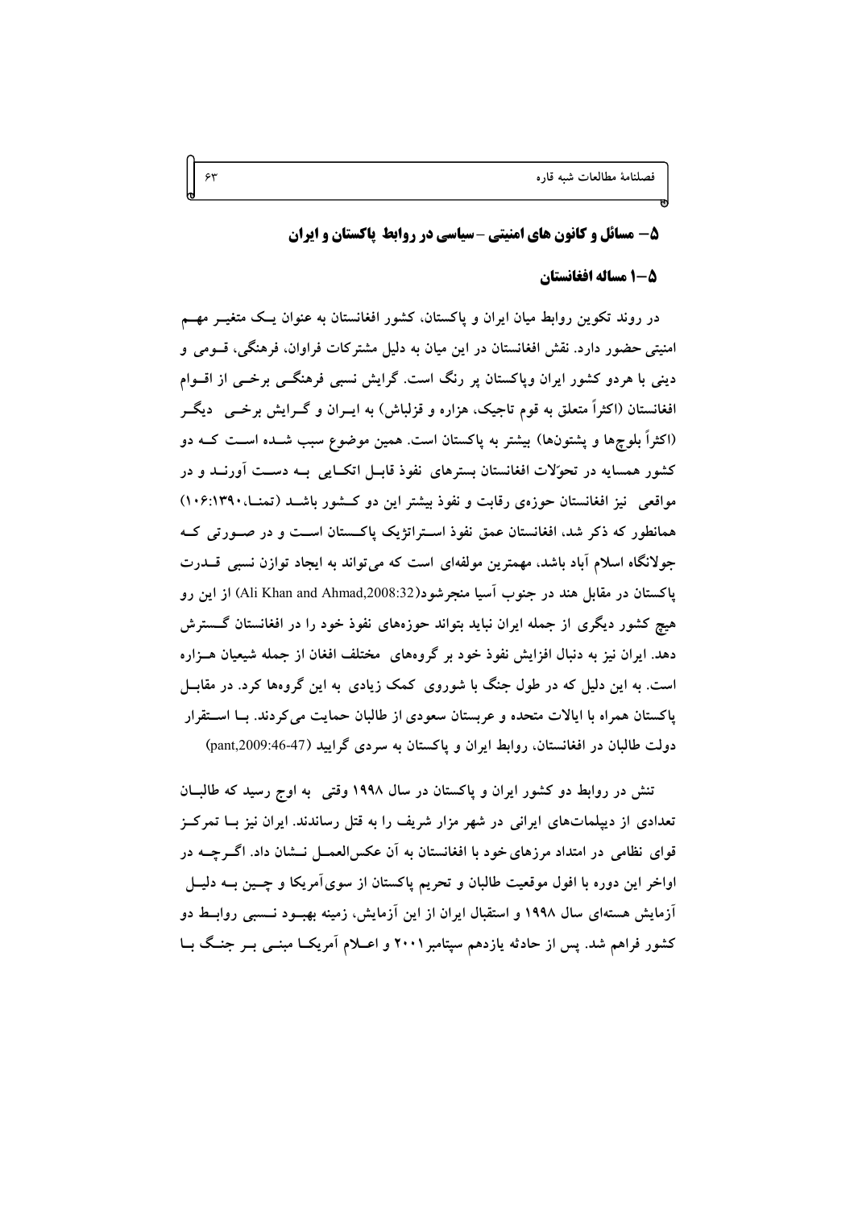## ۵– مسائل و کانون های امنیتی – سیاسی در روابط پاکستان و ایران

### ۵–۱ مساله افغانستان

در روند تکوین روابط میان ایران و پاکستان، کشور افغانستان به عنوان یک متغیر مهم امنیتی حضور دارد. نقش افغانستان در این میان به دلیل مشترکات فراوان، فرهنگی، قومی و دینی با هردو کشور ایران وپاکستان پر رنگ است. گرایش نسبی فرهنگی برخی از اقوام افغانستان (اکثراً متعلق به قوم تاجیک، هزاره و قزلباش) به ایران و گرایش برخی دیگر (اکثراً بلوچها و پشتونها) بیشتر به پاکستان است. همین موضوع سبب شده است که دو کشور همسایه در تحوّلات افغانستان بسترهای نفوذ قابل اتکایی به دست آورند و در مواقعی نیز افغانستان حوزه‌ی رقابت و نفوذ بیشتر این دو کشور باشد (تمنا،۱۳۹۰:۱۰۶) همانطور که ذکر شد، افغانستان عمق نفوذ استراتژیک پاکستان است و در صورتی که جولانگاه اسلام آباد باشد، مهمترین مولفه‌ای است که می‌تواند به ایجاد توازن نسبی قدرت پاکستان در مقابل هند در جنوب آسیا منجرشود(Ali Khan and Ahmad,2008:32) از این رو هیچ کشور دیگری از جمله ایران نباید بتواند حوزه‌های نفوذ خود را در افغانستان گسترش دهد. ایران نیز به دنبال افزایش نفوذ خود بر گروههای مختلف افغان از جمله شیعیان هزاره است. به این دلیل که در طول جنگ با شوروی کمک زیادی به این گروهها کرد. در مقابل پاکستان همراه با ایالات متحده و عربستان سعودی از طالبان حمایت می‌کردند. با استقرار دولت طالبان در افغانستان، روابط ایران و پاکستان به سردی گرایید (pant,2009:46-47)

تنش در روابط دو کشور ایران و پاکستان در سال ۱۹۹۸ وقتی به اوج رسید که طالبان تعدادی از دیپلمات‌های ایرانی در شهر مزار شریف را به قتل رساندند. ایران نیز با تمرکز قوای نظامی در امتداد مرزهای خود با افغانستان به آن عکس‌العمل نشان داد. اگرچه در اواخر این دوره با افول موقعیت طالبان و تحریم پاکستان از سوی آمریکا و چین به دلیل آزمایش هسته‌ای سال ۱۹۹۸ و استقبال ایران از این آزمایش، زمینه بهبود نسبی روابط دو کشور فراهم شد. پس از حادثه یازدهم سپتامبر ۲۰۰۱ و اعلام آمریکا مبنی بر جنگ با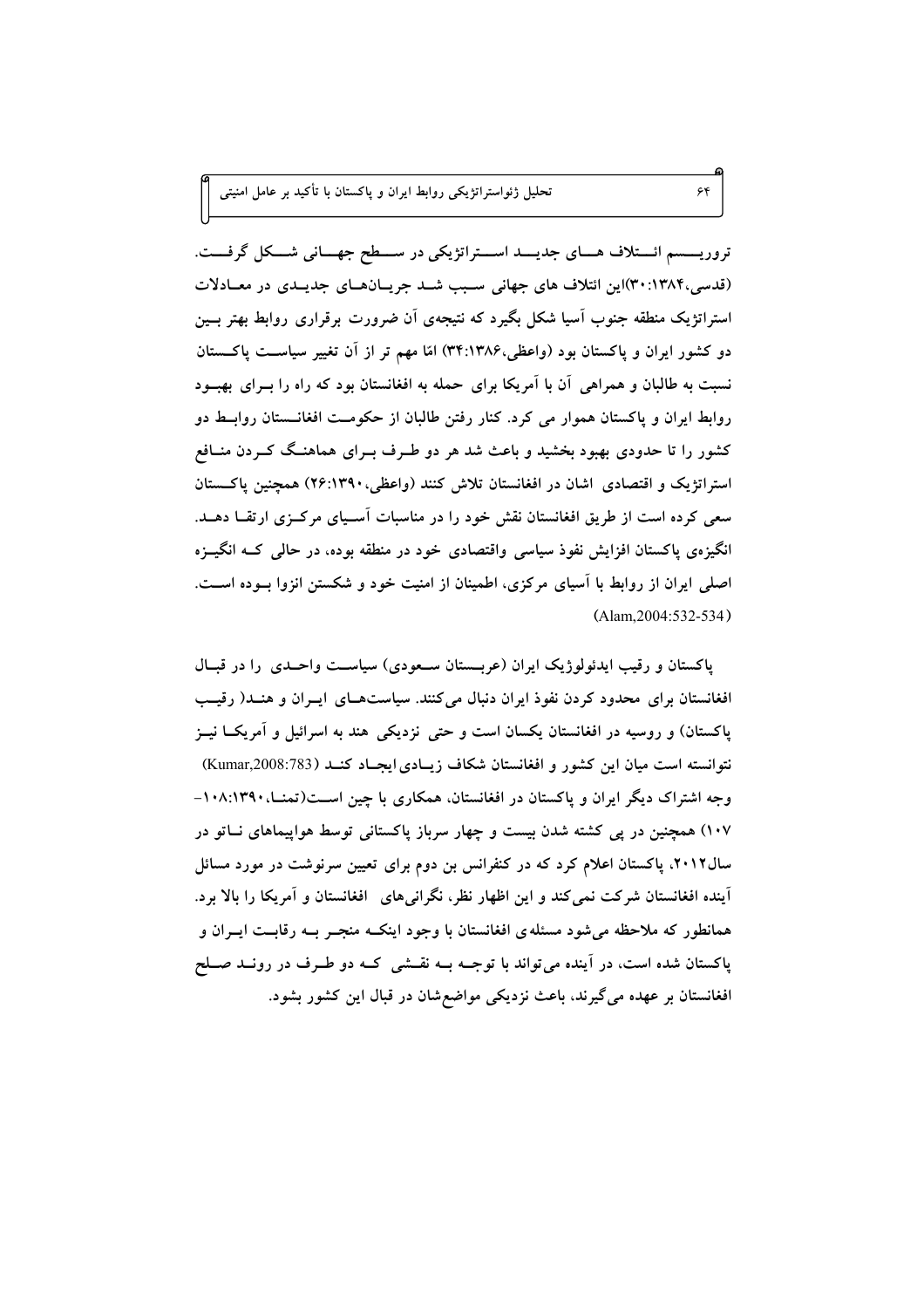تروریسم ائتلاف های جدید استراتژیکی در سطح جهانی شکل گرفت. (قدسی،۱۳۸۴:۳۰)این ائتلاف های جهانی سبب شد جریان‌های جدیدی در معادلات استراتژیک منطقه جنوب آسیا شکل بگیرد که نتیجه‌ی آن ضرورت برقراری روابط بهتر بین دو کشور ایران و پاکستان بود (واعظی،۱۳۸۶:۳۴) امّا مهم تر از آن تغییر سیاست پاکستان نسبت به طالبان و همراهی آن با آمریکا برای حمله به افغانستان بود که راه را برای بهبود روابط ایران و پاکستان هموار می کرد. کنار رفتن طالبان از حکومت افغانستان روابط دو کشور را تا حدودی بهبود بخشید و باعث شد هر دو طرف برای هماهنگ کردن منافع استراتژیک و اقتصادی اشان در افغانستان تلاش کنند (واعظی،۱۳۹۰:۲۶) همچنین پاکستان سعی کرده است از طریق افغانستان نقش خود را در مناسبات آسیای مرکزی ارتقا دهد. انگیزه‌ی پاکستان افزایش نفوذ سیاسی واقتصادی خود در منطقه بوده، در حالی که انگیزه اصلی ایران از روابط با آسیای مرکزی، اطمینان از امنیت خود و شکستن انزوا بوده است. (Alam,2004:532-534)

پاکستان و رقیب ایدئولوژیک ایران (عربستان سعودی) سیاست واحدی را در قبال افغانستان برای محدود کردن نفوذ ایران دنبال می‌کنند. سیاست‌های ایران و هند( رقیب پاکستان) و روسیه در افغانستان یکسان است و حتی نزدیکی هند به اسرائیل و آمریکا نیز نتوانسته است میان این کشور و افغانستان شکاف زیادی ایجاد کند (Kumar,2008:783) وجه اشتراک دیگر ایران و پاکستان در افغانستان، همکاری با چین است(تمنا،۱۳۹۰:۱۰۸-۱۰۷) همچنین در پی کشته شدن بیست و چهار سرباز پاکستانی توسط هواپیماهای ناتو در سال۲۰۱۲، پاکستان اعلام کرد که در کنفرانس بن دوم برای تعیین سرنوشت در مورد مسائل آینده افغانستان شرکت نمی‌کند و این اظهار نظر، نگرانی‌های افغانستان و آمریکا را بالا برد. همانطور که ملاحظه می‌شود مسئله‌ی افغانستان با وجود اینکه منجر به رقابت ایران و پاکستان شده است، در آینده می‌تواند با توجه به نقشی که دو طرف در روند صلح افغانستان بر عهده می‌گیرند، باعث نزدیکی مواضع‌شان در قبال این کشور بشود.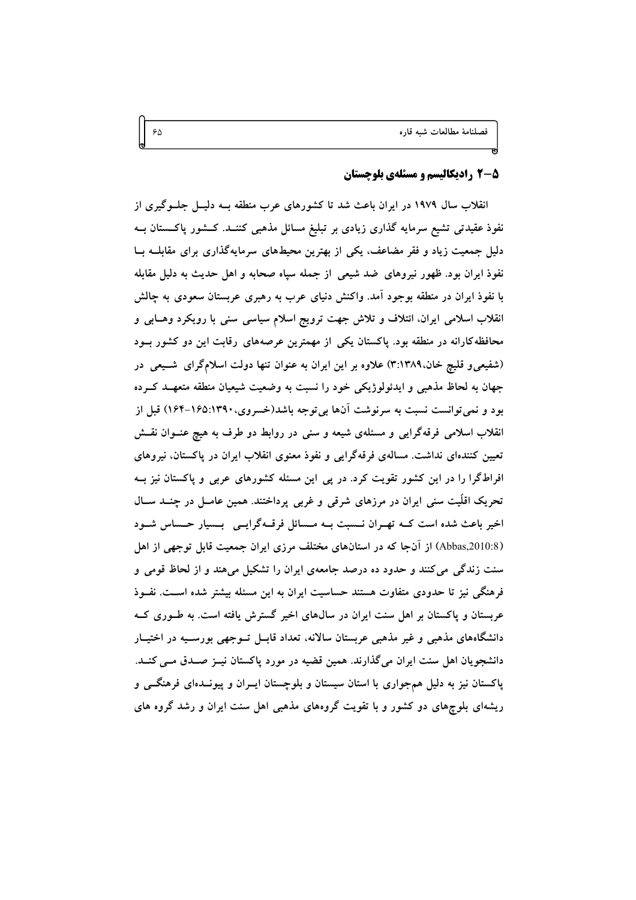### ۵-۲ رادیکالیسم و مسئله‌ی بلوچستان

انقلاب سال ۱۹۷۹ در ایران باعث شد تا کشورهای عرب منطقه بــه دلیــل جلــوگیری از نفوذ عقیدتی تشیع سرمایه گذاری زیادی بر تبلیغ مسائل مذهبی کننــد. کــشور پاکــستان بــه دلیل جمعیت زیاد و فقر مضاعف، یکی از بهترین محیط‌های سرمایه‌گذاری برای مقابلــه بــا نفوذ ایران بود. ظهور نیروهای ضد شیعی از جمله سپاه صحابه و اهل حدیث به دلیل مقابله با نفوذ ایران در منطقه بوجود آمد. واکنش دنیای عرب به رهبری عربستان سعودی به چالش انقلاب اسلامی ایران، ائتلاف و تلاش جهت ترویج اسلام سیاسی سنی با رویکرد وهــابی و محافظه‌کارانه در منطقه بود. پاکستان یکی از مهمترین عرصه‌های رقابت این دو کشور بــود (شفیعی و قلیچ خان،۱۳۸۹:۳) علاوه بر این ایران به عنوان تنها دولت اسلام‌گرای شــیعی در جهان به لحاظ مذهبی و ایدئولوژیکی خود را نسبت به وضعیت شیعیان منطقه متعهــد کــرده بود و نمی‌توانست نسبت به سرنوشت آن‌ها بی‌توجه باشد(خسروی،۱۳۹۰:۱۶۵-۱۶۴) قبل از انقلاب اسلامی فرقه‌گرایی و مسئله‌ی شیعه و سنی در روابط دو طرف به هیچ عنــوان نقــش تعیین کننده‌ای نداشت. مساله‌ی فرقه‌گرایی و نفوذ معنوی انقلاب ایران در پاکستان، نیروهای افراط‌گرا را در این کشور تقویت کرد. در پی این مسئله کشورهای عربی و پاکستان نیز بــه تحریک اقلّیت سنی ایران در مرزهای شرقی و غربی پرداختند. همین عامــل در چنــد ســال اخیر باعث شده است کــه تهــران نــسبت بــه مــسائل فرقــه‌گرایــی بــسیار حــساس شــود (Abbas,2010:8) از آن‌جا که در استان‌های مختلف مرزی ایران جمعیت قابل توجهی از اهل سنت زندگی می‌کنند و حدود ده درصد جامعه‌ی ایران را تشکیل می‌هند و از لحاظ قومی و فرهنگی نیز تا حدودی متفاوت هستند حساسیت ایران به این مسئله بیشتر شده اســت. نفــوذ عربستان و پاکستان بر اهل سنت ایران در سال‌های اخیر گسترش یافته است. به طــوری کــه دانشگاه‌های مذهبی و غیر مذهبی عربستان سالانه، تعداد قابــل تــوجهی بورســیه در اختیــار دانشجویان اهل سنت ایران می‌گذارند. همین قضیه در مورد پاکستان نیــز صــدق مــی کنــد. پاکستان نیز به دلیل هم‌جواری با استان سیستان و بلوچستان ایــران و پیونــده‌ای فرهنگــی و ریشه‌ای بلوچ‌های دو کشور و با تقویت گروه‌های مذهبی اهل سنت ایران و رشد گروه های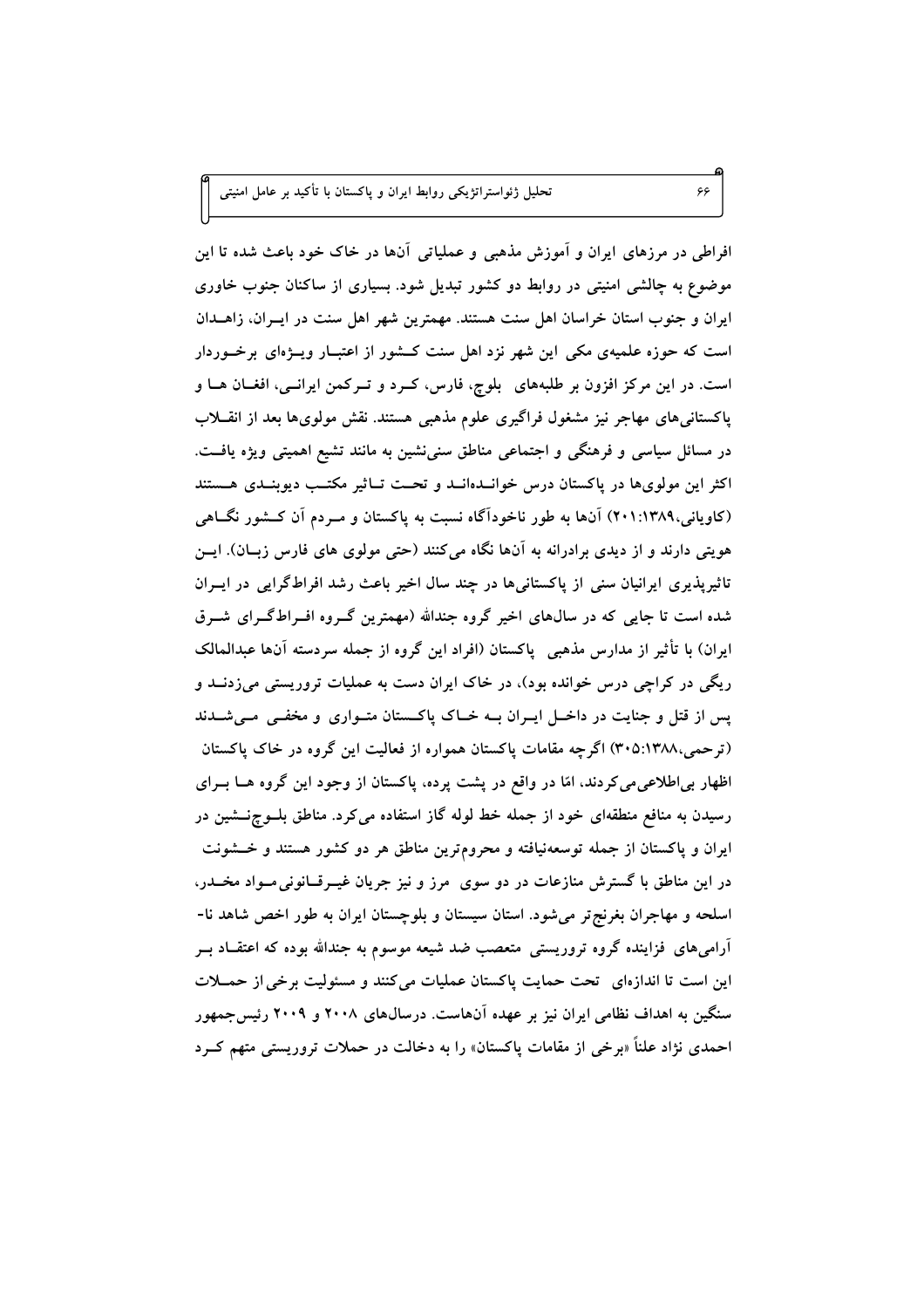افراطی در مرزهای ایران و آموزش مذهبی و عملیاتی آنها در خاک خود باعث شده تا این موضوع به چالشی امنیتی در روابط دو کشور تبدیل شود. بسیاری از ساکنان جنوب خاوری ایران و جنوب استان خراسان اهل سنت هستند. مهمترین شهر اهل سنت در ایـران، زاهـدان است که حوزه علمیه‌ی مکی این شهر نزد اهل سنت کـشور از اعتبـار ویـژه‌ای برخـوردار است. در این مرکز افزون بر طلبه‌های بلوچ، فارس، کـرد و تـرکمن ایرانـی، افغـان هـا و پاکستانی‌های مهاجر نیز مشغول فراگیری علوم مذهبی هستند. نقش مولوی‌ها بعد از انقـلاب در مسائل سیاسی و فرهنگی و اجتماعی مناطق سنی‌نشین به مانند تشیع اهمیتی ویژه یافـت. اکثر این مولوی‌ها در پاکستان درس خوانـده‌انـد و تحـت تـاثیر مکتـب دیوبنـدی هـستند (کاویانی،۱۳۸۹:۲۰۱) آنها به طور ناخودآگاه نسبت به پاکستان و مـردم آن کـشور نگـاهی هویتی دارند و از دیدی برادرانه به آنها نگاه می‌کنند (حتی مولوی های فارس زبـان). ایـن تاثیرپذیری ایرانیان سنی از پاکستانی‌ها در چند سال اخیر باعث رشد افراط‌گرایی در ایـران شده است تا جایی که در سال‌های اخیر گروه جندالله (مهمترین گـروه افـراط‌گـرای شـرق ایران) با تأثیر از مدارس مذهبی پاکستان (افراد این گروه از جمله سردسته آنها عبدالمالک ریگی در کراچی درس خوانده بود)، در خاک ایران دست به عملیات تروریستی می‌زدنـد و پس از قتل و جنایت در داخـل ایـران بـه خـاک پاکـستان متـواری و مخفـی مـی‌شـدند (ترحمی،۱۳۸۸:۳۰۵) اگرچه مقامات پاکستان همواره از فعالیت این گروه در خاک پاکستان اظهار بی‌اطلاعی می‌کردند، امّا در واقع در پشت پرده، پاکستان از وجود این گروه هـا بـرای رسیدن به منافع منطقه‌ای خود از جمله خط لوله گاز استفاده می‌کرد. مناطق بلـوچ‌نـشین در ایران و پاکستان از جمله توسعه‌نیافته و محروم‌ترین مناطق هر دو کشور هستند و خـشونت در این مناطق با گسترش منازعات در دو سوی مرز و نیز جریان غیـرقـانونی مـواد مخـدر، اسلحه و مهاجران بغرنج‌تر می‌شود. استان سیستان و بلوچستان ایران به طور اخص شاهد نا-آرامی‌های فزاینده گروه تروریستی متعصب ضد شیعه موسوم به جندالله بوده که اعتقـاد بـر این است تا اندازه‌ای تحت حمایت پاکستان عملیات می‌کنند و مسئولیت برخی از حمـلات سنگین به اهداف نظامی ایران نیز بر عهده آنهاست. درسال‌های ۲۰۰۸ و ۲۰۰۹ رئیس‌جمهور احمدی نژاد علناً «برخی از مقامات پاکستان» را به دخالت در حملات تروریستی متهم کـرد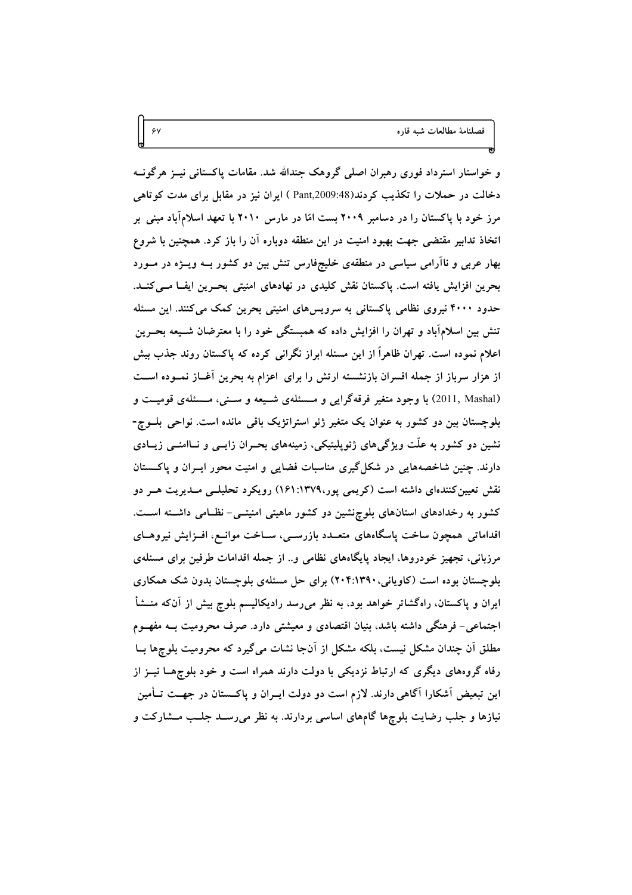و خواستار استرداد فوری رهبران اصلی گروهک جندالله شد. مقامات پاکستانی نیز هرگونه دخالت در حملات را تکذیب کردند(Pant,2009:48 ) ایران نیز در مقابل برای مدت کوتاهی مرز خود با پاکستان را در دسامبر ۲۰۰۹ بست امّا در مارس ۲۰۱۰ با تعهد اسلام‌آباد مبنی بر اتخاذ تدابیر مقتضی جهت بهبود امنیت در این منطقه دوباره آن را باز کرد. همچنین با شروع بهار عربی و ناآرامی سیاسی در منطقه‌ی خلیج‌فارس تنش بین دو کشور بــه ویــژه در مــورد بحرین افزایش یافته است. پاکستان نقش کلیدی در نهادهای امنیتی بحــرین ایفــا مــی‌کنــد. حدود ۴۰۰۰ نیروی نظامی پاکستانی به سرویس‌های امنیتی بحرین کمک می‌کنند. این مسئله تنش بین اسلام‌آباد و تهران را افزایش داده که همبستگی خود را با معترضان شــیعه بحــرین اعلام نموده است. تهران ظاهراً از این مسئله ابراز نگرانی کرده که پاکستان روند جذب بیش از هزار سرباز از جمله افسران بازنشسته ارتش را برای اعزام به بحرین آغــاز نمــوده اســت (2011, Mashal) با وجود متغیر فرقه‌گرایی و مــسئله‌ی شــیعه و ســنی، مــسئله‌ی قومیــت و بلوچستان بین دو کشور به عنوان یک متغیر ژئو استراتژیک باقی مانده است. نواحی بلــوچ-نشین دو کشور به علّت ویژگی‌های ژئوپلیتیکی، زمینه‌های بحــران زایــی و نــاامنــی زیــادی دارند. چنین شاخصه‌هایی در شکل‌گیری مناسبات فضایی و امنیت محور ایــران و پاکــستان نقش تعیین‌کننده‌ای داشته است (کریمی پور،۱۳۷۹:۱۶۱) رویکرد تحلیلــی مــدیریت هــر دو کشور به رخدادهای استان‌های بلوچ‌نشین دو کشور ماهیتی امنیتــی- نظــامی داشــته اســت. اقداماتی همچون ساخت پاسگاه‌های متعــدد بازرســی، ســاخت موانــع، افــزایش نیروهــای مرزبانی، تجهیز خودروها، ایجاد پایگاه‌های نظامی و.. از جمله اقدامات طرفین برای مسئله‌ی بلوچستان بوده است (کاویانی،۱۳۹۰:۲۰۴) برای حل مسئله‌ی بلوچستان بدون شک همکاری ایران و پاکستان، راه‌گشاتر خواهد بود، به نظر می‌رسد رادیکالیسم بلوچ بیش از آن‌که منــشأ اجتماعی- فرهنگی داشته باشد، بنیان اقتصادی و معیشتی دارد. صرف محرومیت بــه مفهــوم مطلق آن چندان مشکل نیست، بلکه مشکل از آن‌جا نشات می‌گیرد که محرومیت بلوچ‌ها بــا رفاه گروه‌های دیگری که ارتباط نزدیکی با دولت دارند همراه است و خود بلوچ‌هــا نیــز از این تبعیض آشکارا آگاهی دارند. لازم است دو دولت ایــران و پاکــستان در جهــت تــأمین نیازها و جلب رضایت بلوچ‌ها گام‌های اساسی بردارند. به نظر می‌رســد جلــب مــشارکت و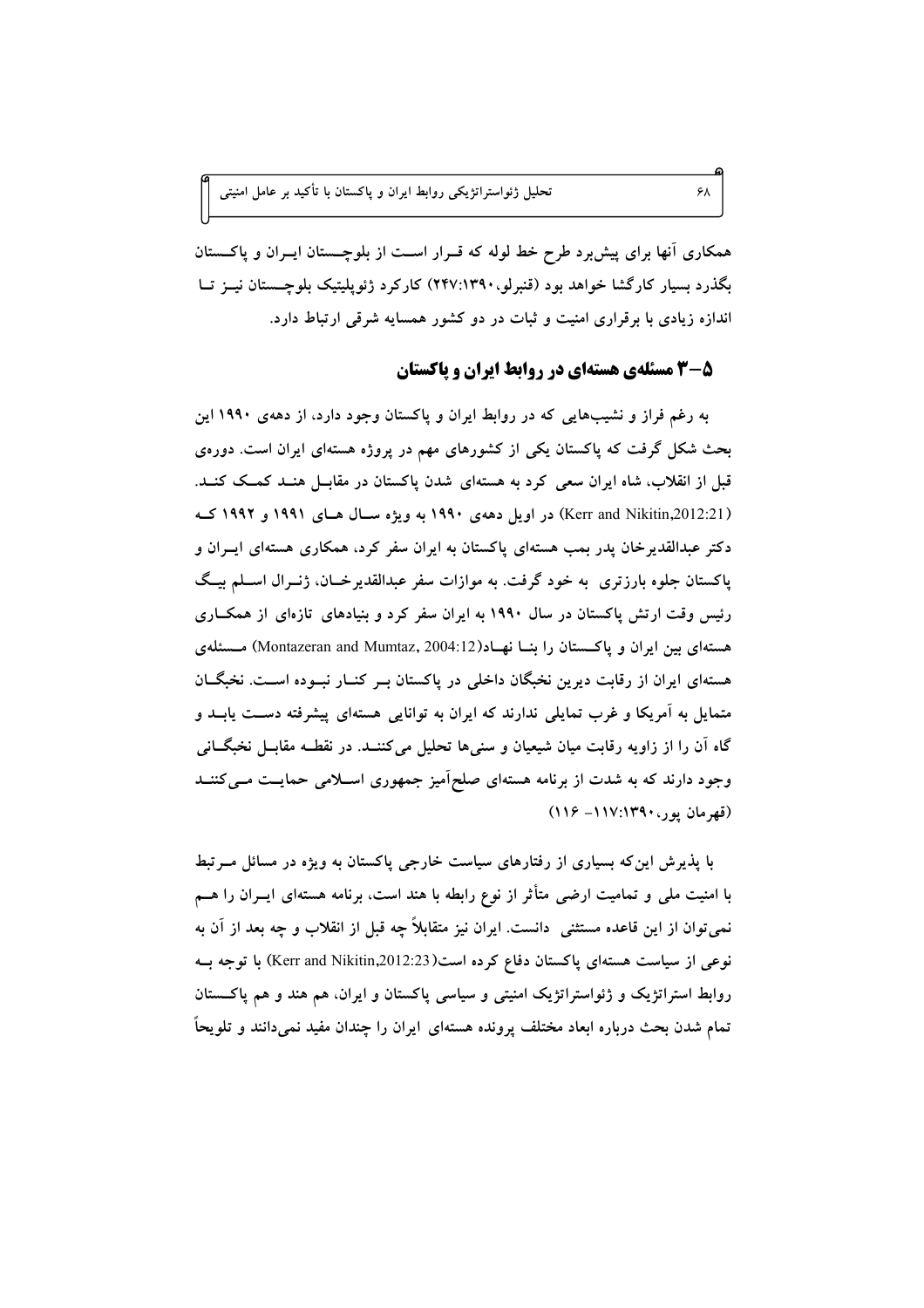همکاری آنها برای پیش‌برد طرح خط لوله که قرار است از بلوچستان ایران و پاکستان بگذرد بسیار کارگشا خواهد بود (قنبرلو،۱۳۹۰:۲۴۷) کارکرد ژئوپلیتیک بلوچستان نیز تا اندازه زیادی با برقراری امنیت و ثبات در دو کشور همسایه شرقی ارتباط دارد.

## ۵-۳ مسئله‌ی هسته‌ای در روابط ایران و پاکستان

به رغم فراز و نشیب‌هایی که در روابط ایران و پاکستان وجود دارد، از دهه‌ی ۱۹۹۰ این بحث شکل گرفت که پاکستان یکی از کشورهای مهم در پروژه هسته‌ای ایران است. دوره‌ی قبل از انقلاب، شاه ایران سعی کرد به هسته‌ای شدن پاکستان در مقابل هند کمک کند. (Kerr and Nikitin,2012:21) در اویل دهه‌ی ۱۹۹۰ به ویژه سال های ۱۹۹۱ و ۱۹۹۲ که دکتر عبدالقدیرخان پدر بمب هسته‌ای پاکستان به ایران سفر کرد، همکاری هسته‌ای ایران و پاکستان جلوه بارزتری به خود گرفت. به موازات سفر عبدالقدیرخان، ژنرال اسلم بیگ رئیس وقت ارتش پاکستان در سال ۱۹۹۰ به ایران سفر کرد و بنیادهای تازه‌ای از همکاری هسته‌ای بین ایران و پاکستان را بنا نهاد(Montazeran and Mumtaz, 2004:12) مسئله‌ی هسته‌ای ایران از رقابت دیرین نخبگان داخلی در پاکستان بر کنار نبوده است. نخبگان متمایل به آمریکا و غرب تمایلی ندارند که ایران به توانایی هسته‌ای پیشرفته دست یابد و گاه آن را از زاویه رقابت میان شیعیان و سنی‌ها تحلیل می‌کنند. در نقطه مقابل نخبگانی وجود دارند که به شدت از برنامه هسته‌ای صلح‌آمیز جمهوری اسلامی حمایت می‌کنند (قهرمان پور،۱۳۹۰:۱۱۷- ۱۱۶)

با پذیرش این‌که بسیاری از رفتارهای سیاست خارجی پاکستان به ویژه در مسائل مرتبط با امنیت ملی و تمامیت ارضی متأثر از نوع رابطه با هند است، برنامه هسته‌ای ایران را هم نمی‌توان از این قاعده مستثنی دانست. ایران نیز متقابلاً چه قبل از انقلاب و چه بعد از آن به نوعی از سیاست هسته‌ای پاکستان دفاع کرده است(Kerr and Nikitin,2012:23) با توجه به روابط استراتژیک و ژئواستراتژیک امنیتی و سیاسی پاکستان و ایران، هم هند و هم پاکستان تمام شدن بحث درباره ابعاد مختلف پرونده هسته‌ای ایران را چندان مفید نمی‌دانند و تلویحاً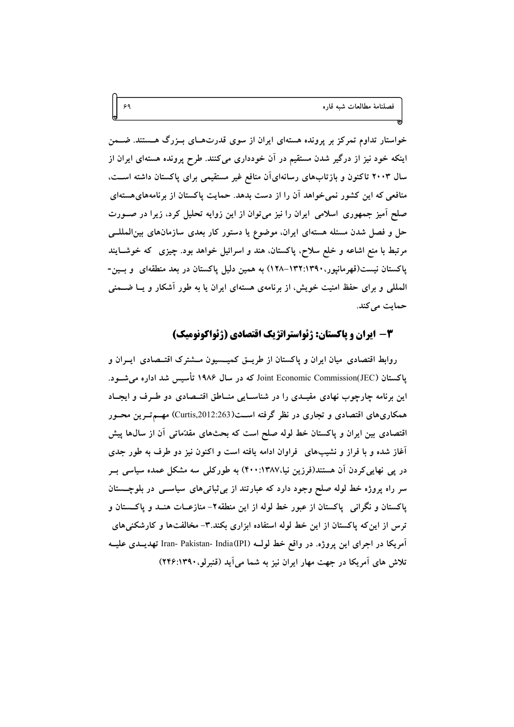خواستار تداوم تمرکز بر پرونده هسته‌ای ایران از سوی قدرت‌های بزرگ هستند. ضمن اینکه خود نیز از درگیر شدن مستقیم در آن خودداری می‌کنند. طرح پرونده هسته‌ای ایران از سال ۲۰۰۳ تاکنون و بازتاب‌های رسانه‌ای‌آن منافع غیر مستقیمی برای پاکستان داشته است، منافعی که این کشور نمی‌خواهد آن را از دست بدهد. حمایت پاکستان از برنامه‌های‌هسته‌ای صلح آمیز جمهوری اسلامی ایران را نیز می‌توان از این زوایه تحلیل کرد، زیرا در صورت حل و فصل شدن مسئله هسته‌ای ایران، موضوع یا دستور کار بعدی سازمان‌های بین‌المللی مرتبط با منع اشاعه و خلع سلاح، پاکستان، هند و اسرائیل خواهد بود. چیزی که خوشایند پاکستان نیست(قهرمانپور،۱۳۹۰:۱۳۲-۱۲۸) به همین دلیل پاکستان در بعد منطقه‌ای و بین-المللی و برای حفظ امنیت خویش، از برنامه‌ی هسته‌ای ایران یا به طور آشکار و یا ضمنی حمایت می‌کند.

## ۳- ایران و پاکستان: ژئواستراتژیک اقتصادی (ژئواکونومیک)

روابط اقتصادی میان ایران و پاکستان از طریق کمیسیون مشترک اقتصادی ایران و پاکستان (Joint Economic Commission(JEC که در سال ۱۹۸۶ تأسیس شد اداره می‌شود. این برنامه چارچوب نهادی مفیدی را در شناسایی مناطق اقتصادی دو طرف و ایجاد همکاری‌های اقتصادی و تجاری در نظر گرفته است(Curtis,2012:263) مهم‌ترین محور اقتصادی بین ایران و پاکستان خط لوله صلح است که بحث‌های مقدّماتی آن از سال‌ها پیش آغاز شده و با فراز و نشیب‌های فراوان ادامه یافته است و اکنون نیز دو طرف به طور جدی در پی نهایی‌کردن آن هستند(فرزین نیا،۱۳۸۷:۴۰۰) به طورکلی سه مشکل عمده سیاسی بر سر راه پروژه خط لوله صلح وجود دارد که عبارتند از بی‌ثباتی‌های سیاسی در بلوچستان پاکستان و نگرانی پاکستان از عبور خط لوله از این منطقه۲- منازعات هند و پاکستان و ترس از این‌که پاکستان از این خط لوله استفاده ابزاری بکند.۳- مخالفت‌ها و کارشکنی‌های آمریکا در اجرای این پروژه. در واقع خط لوله (Iran- Pakistan- India(IPI تهدیدی علیه تلاش های آمریکا در جهت مهار ایران نیز به شما می‌آید (قنبرلو،۱۳۹۰:۲۴۶)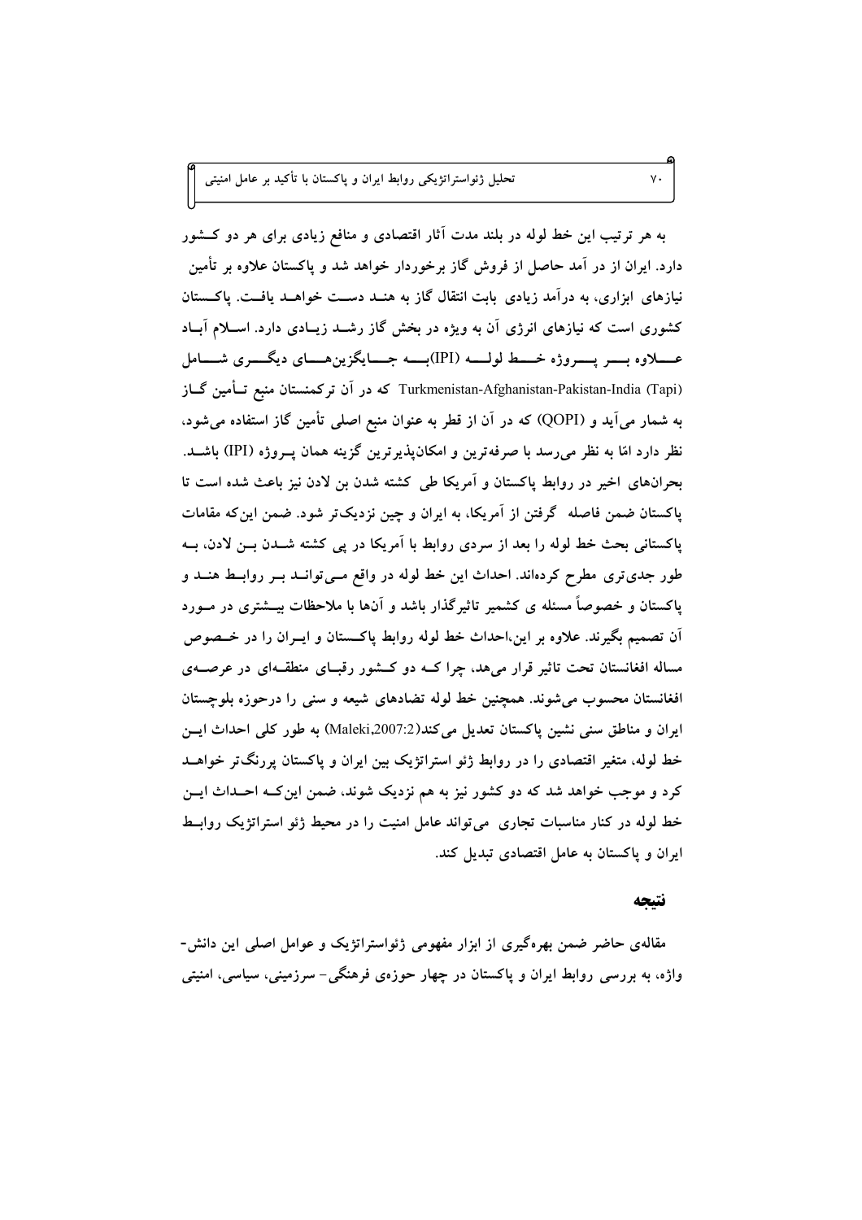به هر ترتیب این خط لوله در بلند مدت آثار اقتصادی و منافع زیادی برای هر دو کشور دارد. ایران از در آمد حاصل از فروش گاز برخوردار خواهد شد و پاکستان علاوه بر تأمین نیازهای ابزاری، به درآمد زیادی بابت انتقال گاز به هند دست خواهد یافت. پاکستان کشوری است که نیازهای انرژی آن به ویژه در بخش گاز رشد زیادی دارد. اسلام آباد علاوه بر پروژه خط لوله (IPI)به جایگزین‌های دیگری شامل Turkmenistan-Afghanistan-Pakistan-India (Tapi) که در آن ترکمنستان منبع تأمین گاز به شمار می‌آید و (QOPI) که در آن از قطر به عنوان منبع اصلی تأمین گاز استفاده می‌شود، نظر دارد امّا به نظر می‌رسد با صرفه‌ترین و امکان‌پذیرترین گزینه همان پروژه (IPI) باشد. بحران‌های اخیر در روابط پاکستان و آمریکا طی کشته شدن بن لادن نیز باعث شده است تا پاکستان ضمن فاصله گرفتن از آمریکا، به ایران و چین نزدیک‌تر شود. ضمن این‌که مقامات پاکستانی بحث خط لوله را بعد از سردی روابط با آمریکا در پی کشته شدن بن لادن، به طور جدی‌تری مطرح کرده‌اند. احداث این خط لوله در واقع می‌تواند بر روابط هند و پاکستان و خصوصاً مسئله ی کشمیر تاثیرگذار باشد و آن‌ها با ملاحظات بیشتری در مورد آن تصمیم بگیرند. علاوه بر این،احداث خط لوله روابط پاکستان و ایران را در خصوص مساله افغانستان تحت تاثیر قرار می‌هد، چرا که دو کشور رقبای منطقه‌ای در عرصه‌ی افغانستان محسوب می‌شوند. همچنین خط لوله تضادهای شیعه و سنی را درحوزه بلوچستان ایران و مناطق سنی نشین پاکستان تعدیل می‌کند(Maleki,2007:2) به طور کلی احداث این خط لوله، متغیر اقتصادی را در روابط ژئو استراتژیک بین ایران و پاکستان پررنگ‌تر خواهد کرد و موجب خواهد شد که دو کشور نیز به هم نزدیک شوند، ضمن این‌که احداث این خط لوله در کنار مناسبات تجاری می‌تواند عامل امنیت را در محیط ژئو استراتژیک روابط ایران و پاکستان به عامل اقتصادی تبدیل کند.

## نتیجه

مقاله‌ی حاضر ضمن بهره‌گیری از ابزار مفهومی ژئواستراتژیک و عوامل اصلی این دانش-واژه، به بررسی روابط ایران و پاکستان در چهار حوزه‌ی فرهنگی- سرزمینی، سیاسی، امنیتی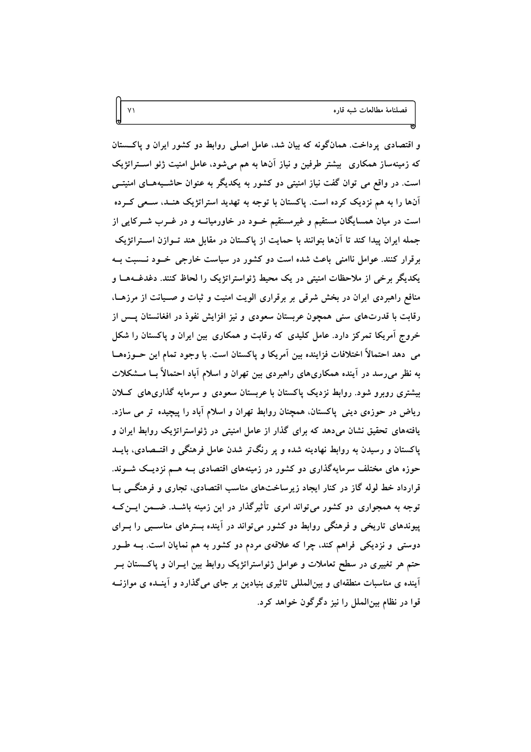و اقتصادی پرداخت. همان‌گونه که بیان شد، عامل اصلی روابط دو کشور ایران و پاکستان که زمینه‌ساز همکاری بیشتر طرفین و نیاز آن‌ها به هم می‌شود، عامل امنیت ژئو استراتژیک است. در واقع می توان گفت نیاز امنیتی دو کشور به یکدیگر به عنوان حاشیه‌های امنیتی آن‌ها را به هم نزدیک کرده است. پاکستان با توجه به تهدید استراتژیک هند، سعی کرده است در میان همسایگان مستقیم و غیرمستقیم خود در خاورمیانه و در غرب شرکایی از جمله ایران پیدا کند تا آن‌ها بتوانند با حمایت از پاکستان در مقابل هند توازن استراتژیک برقرار کنند. عوامل ناامنی باعث شده است دو کشور در سیاست خارجی خود نسبت به یکدیگر برخی از ملاحظات امنیتی در یک محیط ژئواستراتژیک را لحاظ کنند. دغدغه‌ها و منافع راهبردی ایران در بخش شرقی بر برقراری الویت امنیت و ثبات و صیانت از مرزها، رقابت با قدرت‌های سنی همچون عربستان سعودی و نیز افزایش نفوذ در افغانستان پس از خروج آمریکا تمرکز دارد. عامل کلیدی که رقابت و همکاری بین ایران و پاکستان را شکل می دهد احتمالاً اختلافات فزاینده بین آمریکا و پاکستان است. با وجود تمام این حوزه‌ها به نظر می‌رسد در آینده همکاری‌های راهبردی بین تهران و اسلام آباد احتمالاً با مشکلات بیشتری روبرو شود. روابط نزدیک پاکستان با عربستان سعودی و سرمایه گذاری‌های کلان ریاض در حوزه‌ی دینی پاکستان، همچنان روابط تهران و اسلام آباد را پیچیده تر می سازد. یافته‌های تحقیق نشان می‌دهد که برای گذر از عامل امنیتی در ژئواستراتژیک روابط ایران و پاکستان و رسیدن به روابط نهادینه شده و پر رنگ‌تر شدن عامل فرهنگی و اقتصادی، باید حوزه های مختلف سرمایه‌گذاری دو کشور در زمینه‌های اقتصادی به هم نزدیک شوند. قرارداد خط لوله گاز در کنار ایجاد زیرساخت‌های مناسب اقتصادی، تجاری و فرهنگی با توجه به همجواری دو کشور می‌تواند امری تأثیرگذار در این زمینه باشد. ضمن این‌که پیوندهای تاریخی و فرهنگی روابط دو کشور می‌تواند در آینده بسترهای مناسبی را برای دوستی و نزدیکی فراهم کند، چرا که علاقه‌ی مردم دو کشور به هم نمایان است. به طور حتم هر تغییری در سطح تعاملات و عوامل ژئواستراتژیک روابط بین ایران و پاکستان بر آینده ی مناسبات منطقه‌ای و بین‌المللی تاثیری بنیادین بر جای می‌گذارد و آینده ی موازنه قوا در نظام بین‌الملل را نیز دگرگون خواهد کرد.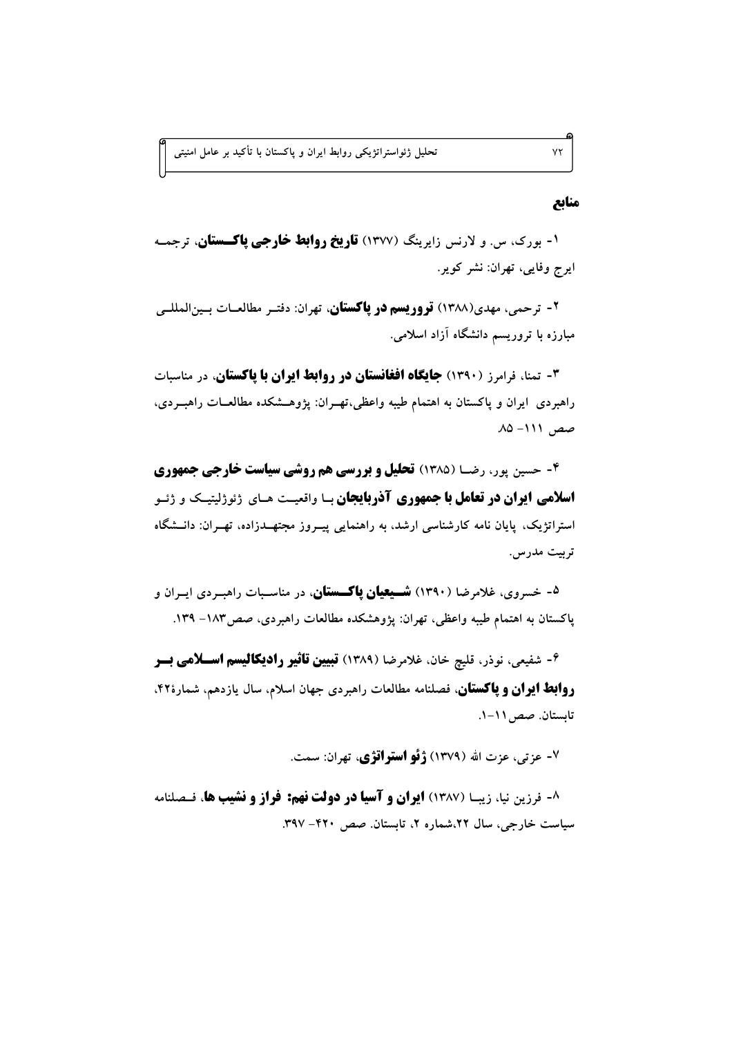## منابع

۱- بورک، س. و لارنس زایرینگ (۱۳۷۷) **تاریخ روابط خارجی پاکستان**، ترجمه ایرج وفایی، تهران: نشر کویر.

۲- ترحمی، مهدی(۱۳۸۸) **تروریسم در پاکستان**، تهران: دفتر مطالعات بین‌المللی مبارزه با تروریسم دانشگاه آزاد اسلامی.

۳- تمنا، فرامرز (۱۳۹۰) **جایگاه افغانستان در روابط ایران با پاکستان**، در مناسبات راهبردی ایران و پاکستان به اهتمام طیبه واعظی،تهران: پژوهشکده مطالعات راهبردی، صص ۱۱۱- ۸۵.

۴- حسین پور، رضا (۱۳۸۵) **تحلیل و بررسی هم روشی سیاست خارجی جمهوری اسلامی ایران در تعامل با جمهوری آذربایجان** با واقعیت های ژئوپلیتیک و ژئو استراتژیک، پایان نامه کارشناسی ارشد، به راهنمایی پیروز مجتهدزاده، تهران: دانشگاه تربیت مدرس.

۵- خسروی، غلامرضا (۱۳۹۰) **شیعیان پاکستان**، در مناسبات راهبردی ایران و پاکستان به اهتمام طیبه واعظی، تهران: پژوهشکده مطالعات راهبردی، صص۱۸۳- ۱۳۹.

۶- شفیعی، نوذر، قلیچ خان، غلامرضا (۱۳۸۹) **تبیین تاثیر رادیکالیسم اسلامی بر روابط ایران و پاکستان**، فصلنامه مطالعات راهبردی جهان اسلام، سال یازدهم، شمارهٔ۴۲، تابستان. صص۱۱-۱.

۷- عزتی، عزت الله (۱۳۷۹) **ژئو استراتژی**، تهران: سمت.

۸- فرزین نیا، زیبا (۱۳۸۷) **ایران و آسیا در دولت نهم: فراز و نشیب ها**، فصلنامه سیاست خارجی، سال ۲۲،شماره ۲، تابستان. صص ۴۲۰- ۳۹۷.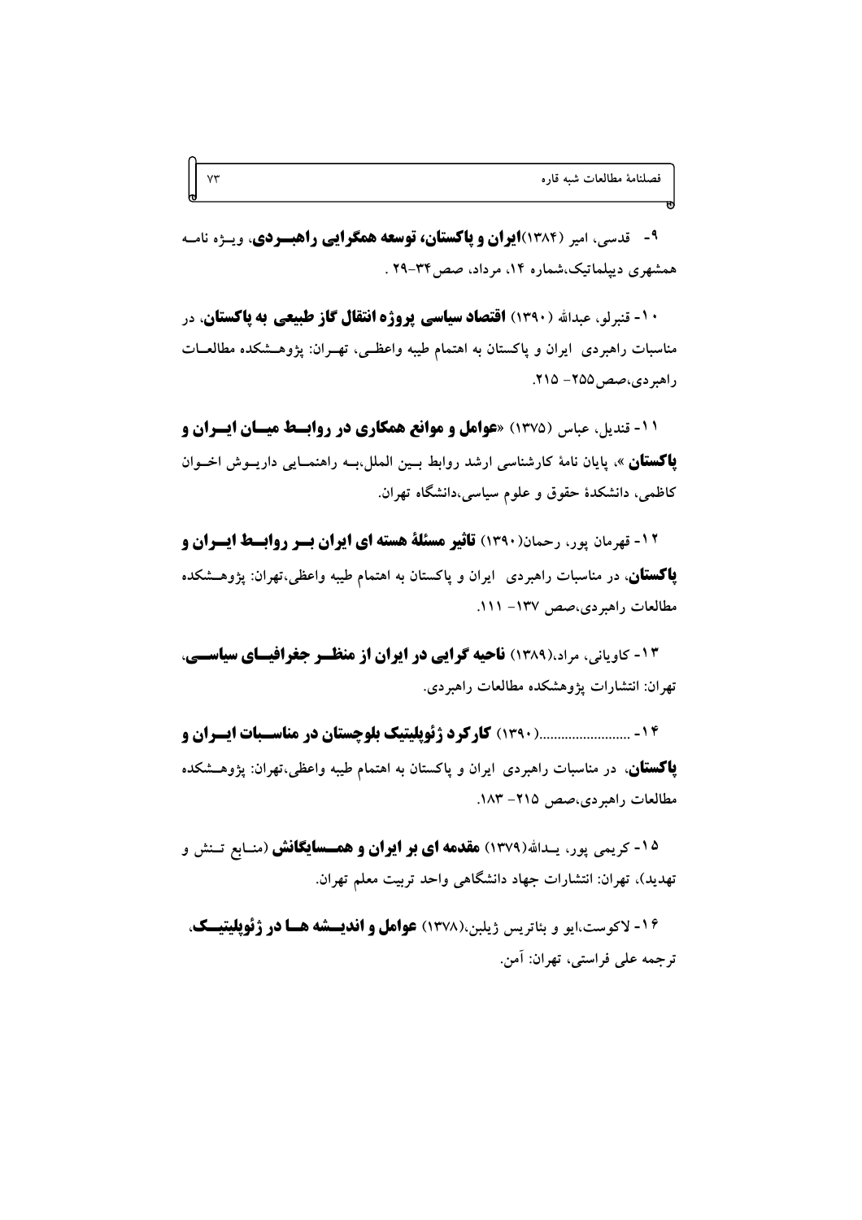۹- قدسی، امیر (۱۳۸۴)**ایران و پاکستان، توسعه همگرایی راهبـردی**، ویـژه نامـه همشهری دیپلماتیک،شماره ۱۴، مرداد، صص۳۴-۲۹ .

۱۰- قنبرلو، عبدالله (۱۳۹۰) **اقتصاد سیاسی پروژه انتقال گاز طبیعی به پاکستان**، در مناسبات راهبردی ایران و پاکستان به اهتمام طیبه واعظـی، تهـران: پژوهـشکده مطالعـات راهبردی،صص۲۵۵- ۲۱۵.

۱۱- قندیل، عباس (۱۳۷۵) «**عوامل و موانع همکاری در روابـط میـان ایـران و پاکستان** »، پایان نامۀ کارشناسی ارشد روابط بـین الملل،بـه راهنمـایی داریـوش اخـوان کاظمی، دانشکدۀ حقوق و علوم سیاسی،دانشگاه تهران.

۱۲- قهرمان پور، رحمان(۱۳۹۰) **تاثیر مسئلۀ هسته ای ایران بـر روابـط ایـران و پاکستان**، در مناسبات راهبردی ایران و پاکستان به اهتمام طیبه واعظی،تهران: پژوهـشکده مطالعات راهبردی،صص ۱۳۷- ۱۱۱.

۱۳- کاویانی، مراد،(۱۳۸۹) **ناحیه گرایی در ایران از منظـر جغرافیـای سیاسـی**، تهران: انتشارات پژوهشکده مطالعات راهبردی.

۱۴- .........................(۱۳۹۰) **کارکرد ژئوپلیتیک بلوچستان در مناسـبات ایـران و پاکستان**، در مناسبات راهبردی ایران و پاکستان به اهتمام طیبه واعظی،تهران: پژوهـشکده مطالعات راهبردی،صص ۲۱۵- ۱۸۳.

۱۵- کریمی پور، یـدالله(۱۳۷۹) **مقدمه ای بر ایران و همـسایگانش** (منـابع تـنش و تهدید)، تهران: انتشارات جهاد دانشگاهی واحد تربیت معلم تهران.

۱۶- لاکوست،ایو و بئاتریس ژیلبن،(۱۳۷۸) **عوامل و اندیـشه هـا در ژئوپلیتیـک**، ترجمه علی فراستی، تهران: آمن.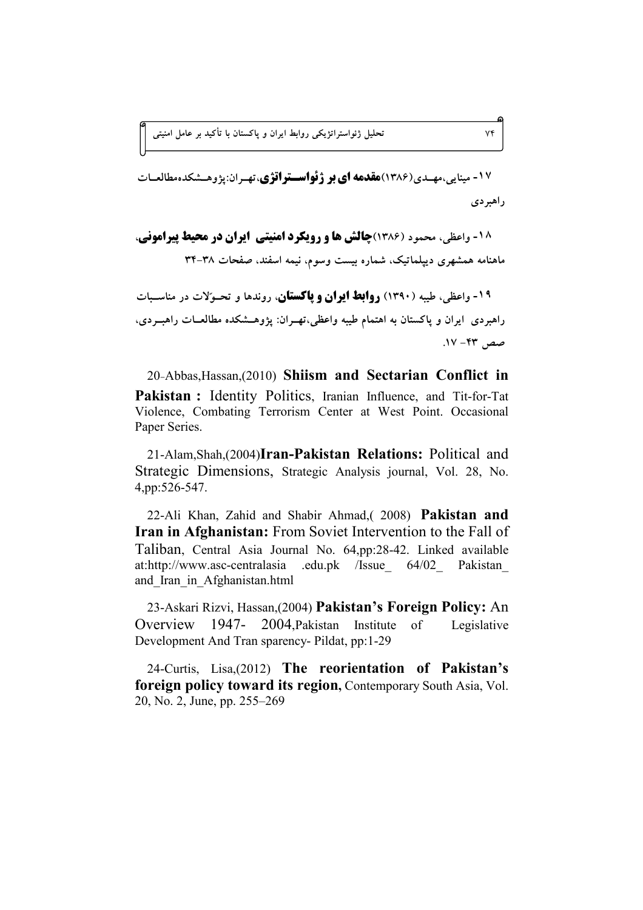۱۷- مینایی،مهـدی(۱۳۸۶)**مقدمه ای بر ژئواسـتراتژی**،تهـران:پژوهـشکده‌مطالعـات راهبردی

۱۸- واعظی، محمود (۱۳۸۶)**چالش ها و رویکرد امنیتی ایران در محیط پیرامونی**، ماهنامه همشهری دیپلماتیک، شماره بیست وسوم، نیمه اسفند، صفحات ۳۸-۳۴

۱۹- واعظی، طیبه (۱۳۹۰) **روابط ایران و پاکستان**، روندها و تحـوّلات در مناسـبات راهبردی ایران و پاکستان به اهتمام طیبه واعظی،تهـران: پژوهـشکده مطالعـات راهبـردی، صص ۴۳- ۱۷.

20-Abbas,Hassan,(2010) **Shiism and Sectarian Conflict in Pakistan :** Identity Politics, Iranian Influence, and Tit-for-Tat Violence, Combating Terrorism Center at West Point. Occasional Paper Series.

21-Alam,Shah,(2004)**Iran-Pakistan Relations:** Political and Strategic Dimensions, Strategic Analysis journal, Vol. 28, No. 4,pp:526-547.

22-Ali Khan, Zahid and Shabir Ahmad,( 2008) **Pakistan and Iran in Afghanistan:** From Soviet Intervention to the Fall of Taliban, Central Asia Journal No. 64,pp:28-42. Linked available at:http://www.asc-centralasia .edu.pk /Issue_ 64/02_ Pakistan_ and_Iran_in_Afghanistan.html

23-Askari Rizvi, Hassan,(2004) **Pakistan's Foreign Policy:** An Overview 1947- 2004,Pakistan Institute of Legislative Development And Tran sparency- Pildat, pp:1-29

24-Curtis, Lisa,(2012) **The reorientation of Pakistan's foreign policy toward its region,** Contemporary South Asia, Vol. 20, No. 2, June, pp. 255–269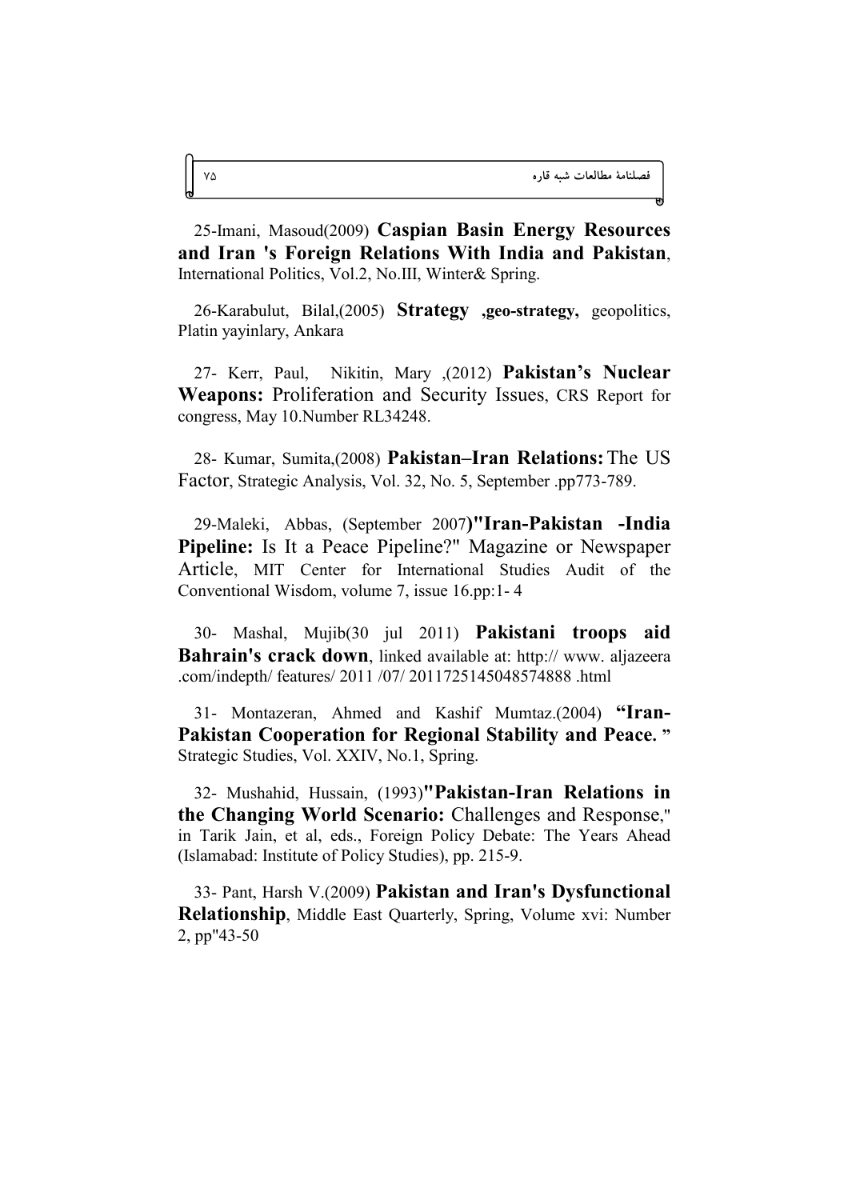25-Imani, Masoud(2009) **Caspian Basin Energy Resources and Iran 's Foreign Relations With India and Pakistan**, International Politics, Vol.2, No.III, Winter& Spring.

26-Karabulut, Bilal,(2005) **Strategy ,geo-strategy,** geopolitics, Platin yayinlary, Ankara

27- Kerr, Paul, Nikitin, Mary ,(2012) **Pakistan's Nuclear Weapons:** Proliferation and Security Issues, CRS Report for congress, May 10.Number RL34248.

28- Kumar, Sumita,(2008) **Pakistan–Iran Relations:** The US Factor, Strategic Analysis, Vol. 32, No. 5, September .pp773-789.

29-Maleki, Abbas, (September 2007)**"Iran-Pakistan -India Pipeline:** Is It a Peace Pipeline?" Magazine or Newspaper Article, MIT Center for International Studies Audit of the Conventional Wisdom, volume 7, issue 16.pp:1- 4

30- Mashal, Mujib(30 jul 2011) **Pakistani troops aid Bahrain's crack down**, linked available at: http:// www. aljazeera .com/indepth/ features/ 2011 /07/ 2011725145048574888 .html

31- Montazeran, Ahmed and Kashif Mumtaz.(2004) **"Iran-Pakistan Cooperation for Regional Stability and Peace. "** Strategic Studies, Vol. XXIV, No.1, Spring.

32- Mushahid, Hussain, (1993)**"Pakistan-Iran Relations in the Changing World Scenario:** Challenges and Response," in Tarik Jain, et al, eds., Foreign Policy Debate: The Years Ahead (Islamabad: Institute of Policy Studies), pp. 215-9.

33- Pant, Harsh V.(2009) **Pakistan and Iran's Dysfunctional Relationship**, Middle East Quarterly, Spring, Volume xvi: Number 2, pp"43-50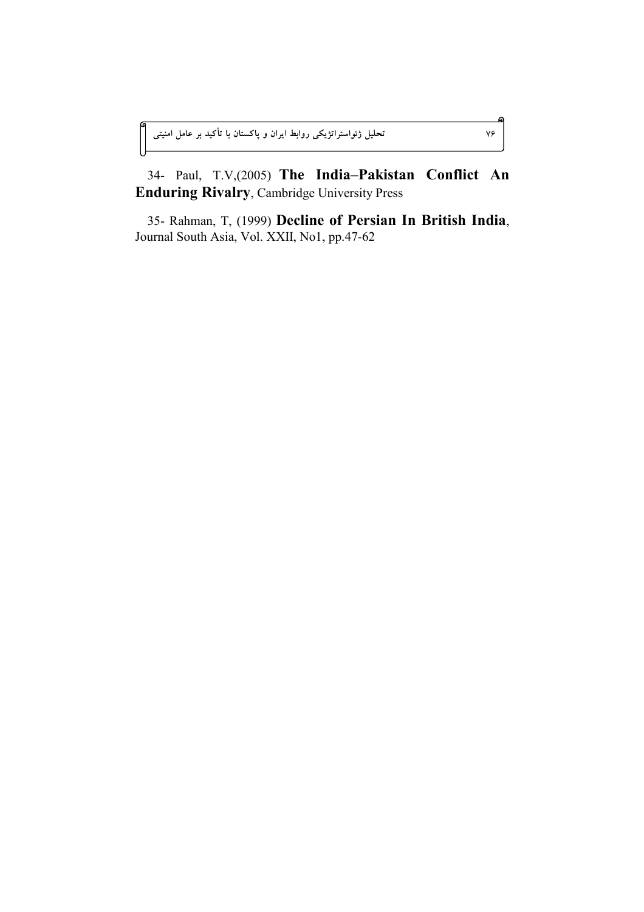34- Paul, T.V,(2005) **The India–Pakistan Conflict An Enduring Rivalry**, Cambridge University Press

35- Rahman, T, (1999) **Decline of Persian In British India**, Journal South Asia, Vol. XXII, No1, pp.47-62